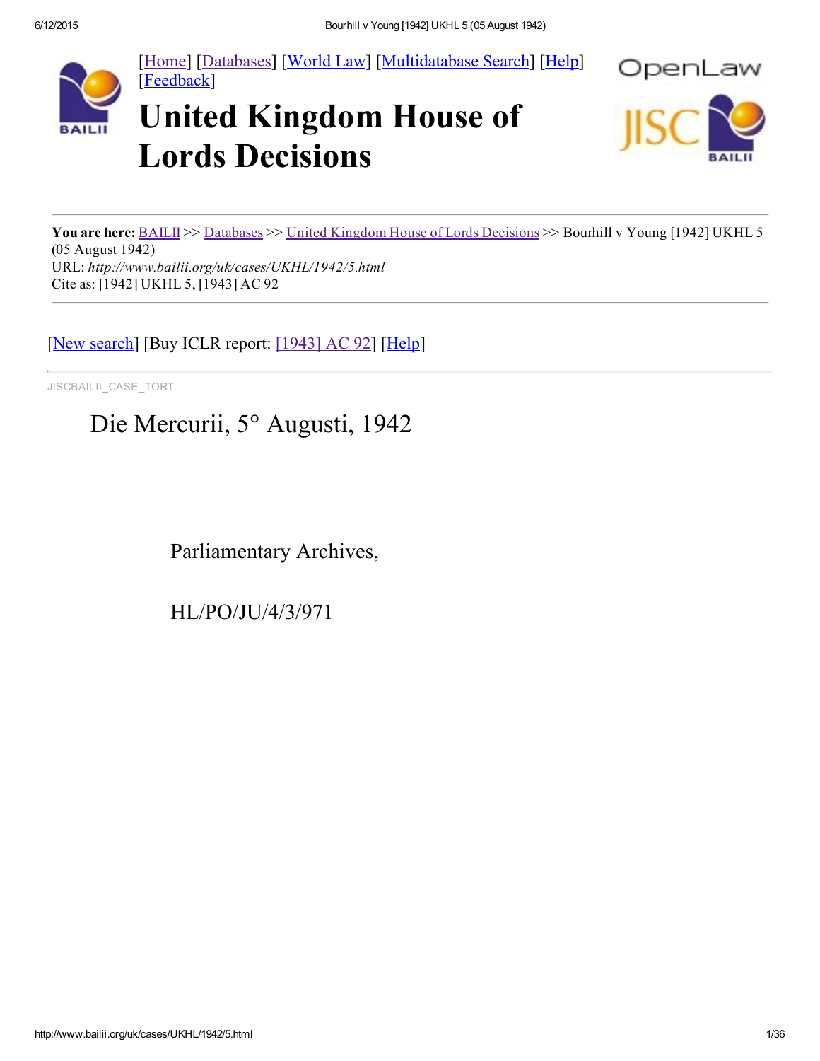[Home] [Databases] [World Law] [Multidatabase Search] [Help] [Feedback]

# United Kingdom House of Lords Decisions

**You are here:** BAILII >> Databases >> United Kingdom House of Lords Decisions >> Bourhill v Young [1942] UKHL 5 (05 August 1942)
URL: *http://www.bailii.org/uk/cases/UKHL/1942/5.html*
Cite as: [1942] UKHL 5, [1943] AC 92

[New search] [Buy ICLR report: [1943] AC 92] [Help]

JISCBAILII_CASE_TORT

Die Mercurii, 5° Augusti, 1942

Parliamentary Archives,

HL/PO/JU/4/3/971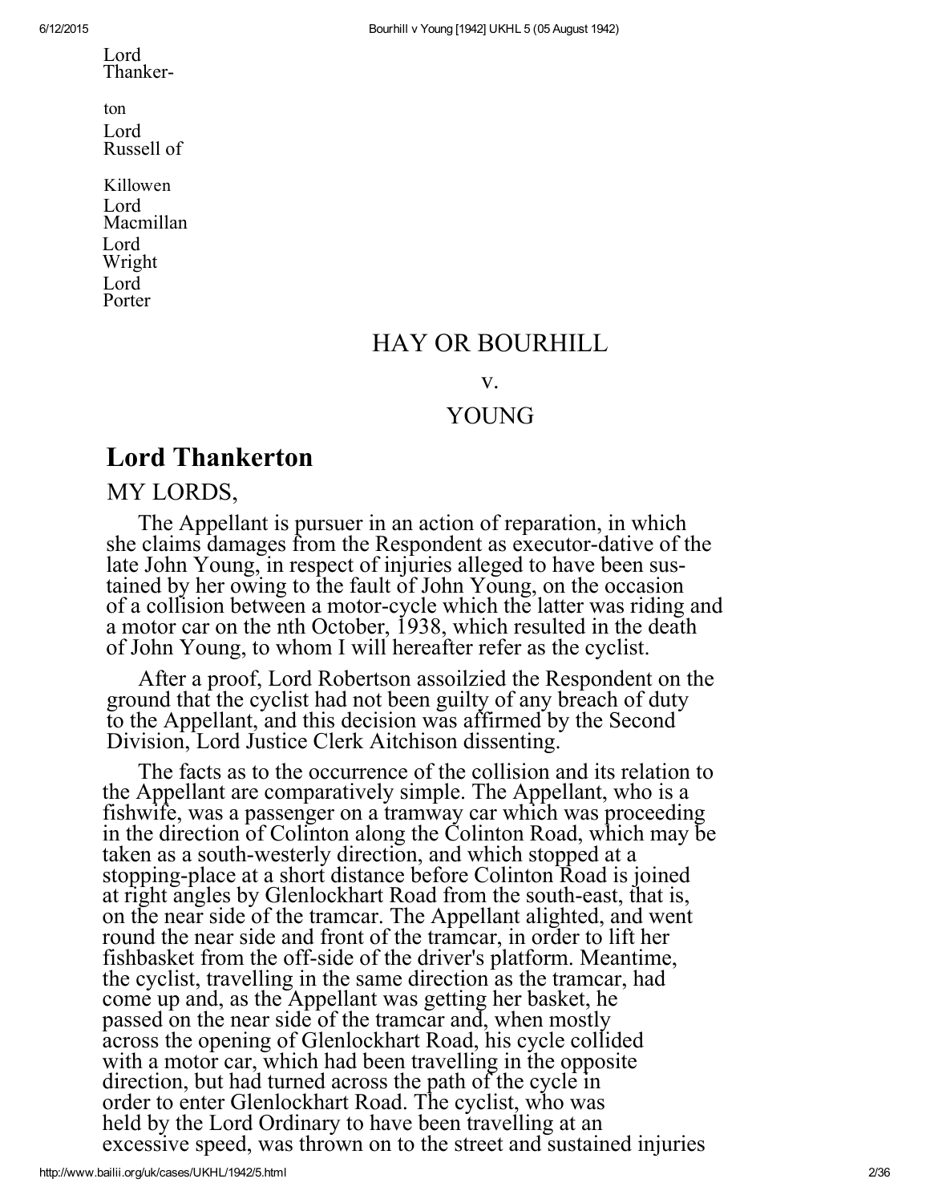Lord Thankerton

Lord Russell of Killowen

Lord Macmillan

Lord Wright

Lord Porter

## HAY OR BOURHILL

v.

## YOUNG

# Lord Thankerton

MY LORDS,

The Appellant is pursuer in an action of reparation, in which she claims damages from the Respondent as executor-dative of the late John Young, in respect of injuries alleged to have been sustained by her owing to the fault of John Young, on the occasion of a collision between a motor-cycle which the latter was riding and a motor car on the nth October, 1938, which resulted in the death of John Young, to whom I will hereafter refer as the cyclist.

After a proof, Lord Robertson assoilzied the Respondent on the ground that the cyclist had not been guilty of any breach of duty to the Appellant, and this decision was affirmed by the Second Division, Lord Justice Clerk Aitchison dissenting.

The facts as to the occurrence of the collision and its relation to the Appellant are comparatively simple. The Appellant, who is a fishwife, was a passenger on a tramway car which was proceeding in the direction of Colinton along the Colinton Road, which may be taken as a south-westerly direction, and which stopped at a stopping-place at a short distance before Colinton Road is joined at right angles by Glenlockhart Road from the south-east, that is, on the near side of the tramcar. The Appellant alighted, and went round the near side and front of the tramcar, in order to lift her fishbasket from the off-side of the driver's platform. Meantime, the cyclist, travelling in the same direction as the tramcar, had come up and, as the Appellant was getting her basket, he passed on the near side of the tramcar and, when mostly across the opening of Glenlockhart Road, his cycle collided with a motor car, which had been travelling in the opposite direction, but had turned across the path of the cycle in order to enter Glenlockhart Road. The cyclist, who was held by the Lord Ordinary to have been travelling at an excessive speed, was thrown on to the street and sustained injuries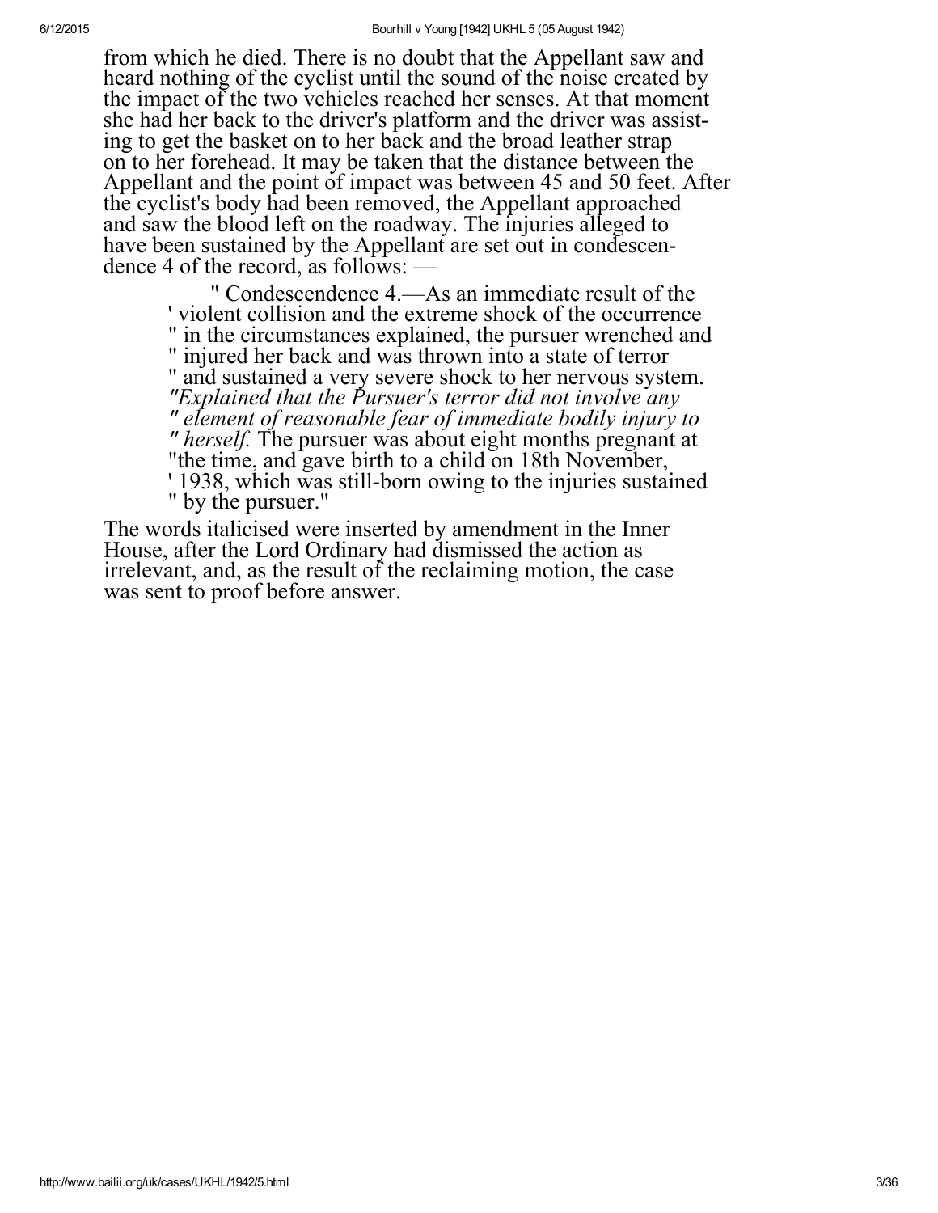from which he died. There is no doubt that the Appellant saw and heard nothing of the cyclist until the sound of the noise created by the impact of the two vehicles reached her senses. At that moment she had her back to the driver's platform and the driver was assisting to get the basket on to her back and the broad leather strap on to her forehead. It may be taken that the distance between the Appellant and the point of impact was between 45 and 50 feet. After the cyclist's body had been removed, the Appellant approached and saw the blood left on the roadway. The injuries alleged to have been sustained by the Appellant are set out in condescendence 4 of the record, as follows: —

> " Condescendence 4.—As an immediate result of the
> ' violent collision and the extreme shock of the occurrence
> " in the circumstances explained, the pursuer wrenched and
> " injured her back and was thrown into a state of terror
> " and sustained a very severe shock to her nervous system.
> *"Explained that the Pursuer's terror did not involve any*
> *" element of reasonable fear of immediate bodily injury to*
> *" herself.* The pursuer was about eight months pregnant at
> "the time, and gave birth to a child on 18th November,
> ' 1938, which was still-born owing to the injuries sustained
> " by the pursuer."

The words italicised were inserted by amendment in the Inner House, after the Lord Ordinary had dismissed the action as irrelevant, and, as the result of the reclaiming motion, the case was sent to proof before answer.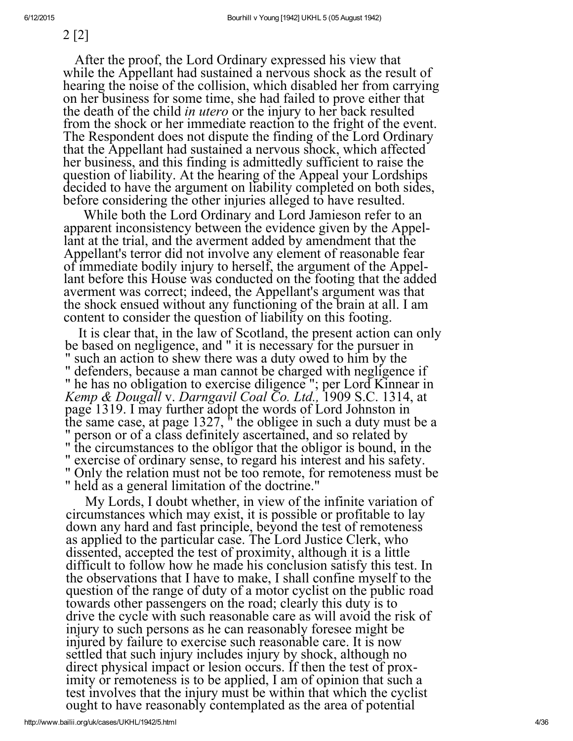2 [2]

After the proof, the Lord Ordinary expressed his view that while the Appellant had sustained a nervous shock as the result of hearing the noise of the collision, which disabled her from carrying on her business for some time, she had failed to prove either that the death of the child *in utero* or the injury to her back resulted from the shock or her immediate reaction to the fright of the event. The Respondent does not dispute the finding of the Lord Ordinary that the Appellant had sustained a nervous shock, which affected her business, and this finding is admittedly sufficient to raise the question of liability. At the hearing of the Appeal your Lordships decided to have the argument on liability completed on both sides, before considering the other injuries alleged to have resulted.

While both the Lord Ordinary and Lord Jamieson refer to an apparent inconsistency between the evidence given by the Appellant at the trial, and the averment added by amendment that the Appellant's terror did not involve any element of reasonable fear of immediate bodily injury to herself, the argument of the Appellant before this House was conducted on the footing that the added averment was correct; indeed, the Appellant's argument was that the shock ensued without any functioning of the brain at all. I am content to consider the question of liability on this footing.

It is clear that, in the law of Scotland, the present action can only be based on negligence, and " it is necessary for the pursuer in " such an action to shew there was a duty owed to him by the " defenders, because a man cannot be charged with negligence if " he has no obligation to exercise diligence "; per Lord Kinnear in *Kemp & Dougall* v. *Darngavil Coal Co. Ltd.,* 1909 S.C. 1314, at page 1319. I may further adopt the words of Lord Johnston in the same case, at page 1327, " the obligee in such a duty must be a " person or of a class definitely ascertained, and so related by " the circumstances to the obligor that the obligor is bound, in the " exercise of ordinary sense, to regard his interest and his safety. " Only the relation must not be too remote, for remoteness must be " held as a general limitation of the doctrine."

My Lords, I doubt whether, in view of the infinite variation of circumstances which may exist, it is possible or profitable to lay down any hard and fast principle, beyond the test of remoteness as applied to the particular case. The Lord Justice Clerk, who dissented, accepted the test of proximity, although it is a little difficult to follow how he made his conclusion satisfy this test. In the observations that I have to make, I shall confine myself to the question of the range of duty of a motor cyclist on the public road towards other passengers on the road; clearly this duty is to drive the cycle with such reasonable care as will avoid the risk of injury to such persons as he can reasonably foresee might be injured by failure to exercise such reasonable care. It is now settled that such injury includes injury by shock, although no direct physical impact or lesion occurs. If then the test of proximity or remoteness is to be applied, I am of opinion that such a test involves that the injury must be within that which the cyclist ought to have reasonably contemplated as the area of potential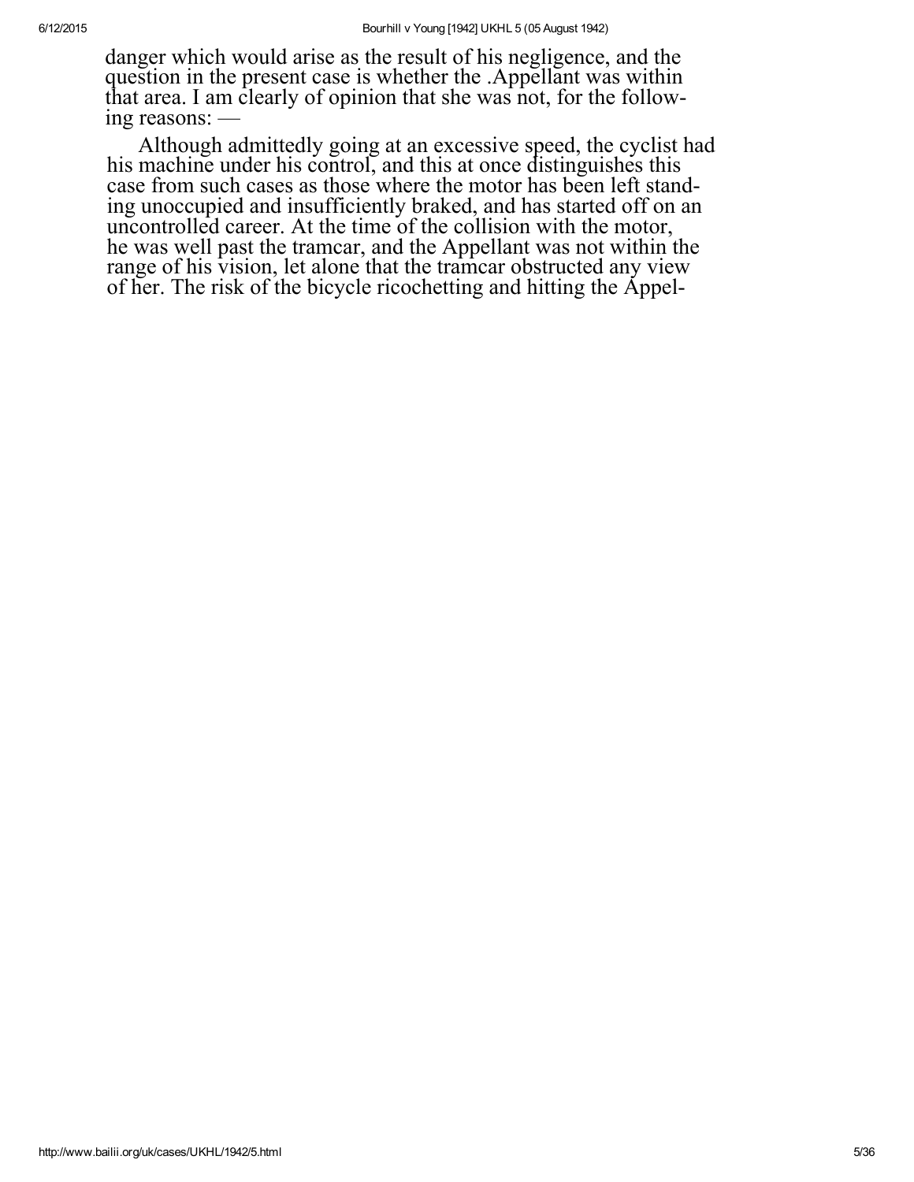danger which would arise as the result of his negligence, and the question in the present case is whether the .Appellant was within that area. I am clearly of opinion that she was not, for the following reasons: —

Although admittedly going at an excessive speed, the cyclist had his machine under his control, and this at once distinguishes this case from such cases as those where the motor has been left standing unoccupied and insufficiently braked, and has started off on an uncontrolled career. At the time of the collision with the motor, he was well past the tramcar, and the Appellant was not within the range of his vision, let alone that the tramcar obstructed any view of her. The risk of the bicycle ricochetting and hitting the Appel-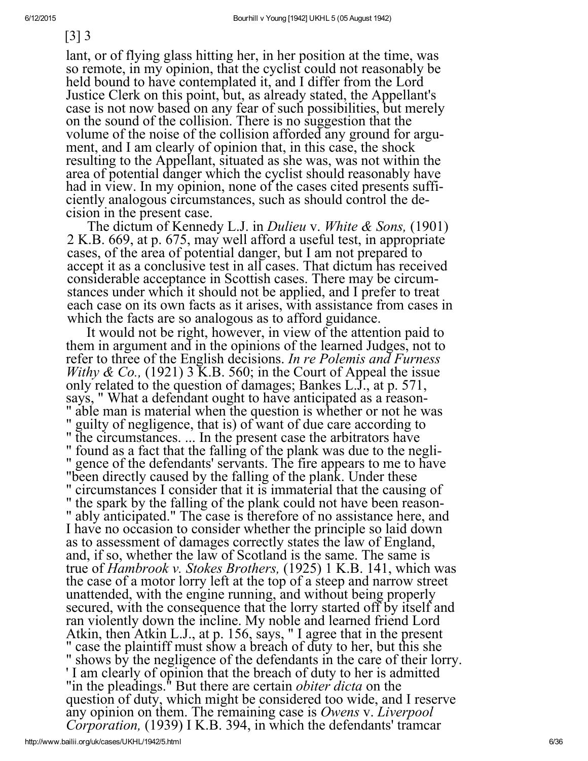[3] 3

lant, or of flying glass hitting her, in her position at the time, was so remote, in my opinion, that the cyclist could not reasonably be held bound to have contemplated it, and I differ from the Lord Justice Clerk on this point, but, as already stated, the Appellant's case is not now based on any fear of such possibilities, but merely on the sound of the collision. There is no suggestion that the volume of the noise of the collision afforded any ground for argument, and I am clearly of opinion that, in this case, the shock resulting to the Appellant, situated as she was, was not within the area of potential danger which the cyclist should reasonably have had in view. In my opinion, none of the cases cited presents sufficiently analogous circumstances, such as should control the decision in the present case.

The dictum of Kennedy L.J. in *Dulieu* v. *White & Sons,* (1901) 2 K.B. 669, at p. 675, may well afford a useful test, in appropriate cases, of the area of potential danger, but I am not prepared to accept it as a conclusive test in all cases. That dictum has received considerable acceptance in Scottish cases. There may be circumstances under which it should not be applied, and I prefer to treat each case on its own facts as it arises, with assistance from cases in which the facts are so analogous as to afford guidance.

It would not be right, however, in view of the attention paid to them in argument and in the opinions of the learned Judges, not to refer to three of the English decisions. *In re Polemis and Furness Withy & Co.,* (1921) 3 K.B. 560; in the Court of Appeal the issue only related to the question of damages; Bankes L.J., at p. 571, says, " What a defendant ought to have anticipated as a reasonable man is material when the question is whether or not he was guilty of negligence, that is) of want of due care according to the circumstances. ... In the present case the arbitrators have found as a fact that the falling of the plank was due to the negligence of the defendants' servants. The fire appears to me to have been directly caused by the falling of the plank. Under these circumstances I consider that it is immaterial that the causing of the spark by the falling of the plank could not have been reasonably anticipated." The case is therefore of no assistance here, and I have no occasion to consider whether the principle so laid down as to assessment of damages correctly states the law of England, and, if so, whether the law of Scotland is the same. The same is true of *Hambrook v. Stokes Brothers,* (1925) 1 K.B. 141, which was the case of a motor lorry left at the top of a steep and narrow street unattended, with the engine running, and without being properly secured, with the consequence that the lorry started off by itself and ran violently down the incline. My noble and learned friend Lord Atkin, then Atkin L.J., at p. 156, says, " I agree that in the present case the plaintiff must show a breach of duty to her, but this she shows by the negligence of the defendants in the care of their lorry. I am clearly of opinion that the breach of duty to her is admitted in the pleadings." But there are certain *obiter dicta* on the question of duty, which might be considered too wide, and I reserve any opinion on them. The remaining case is *Owens* v. *Liverpool Corporation,* (1939) I K.B. 394, in which the defendants' tramcar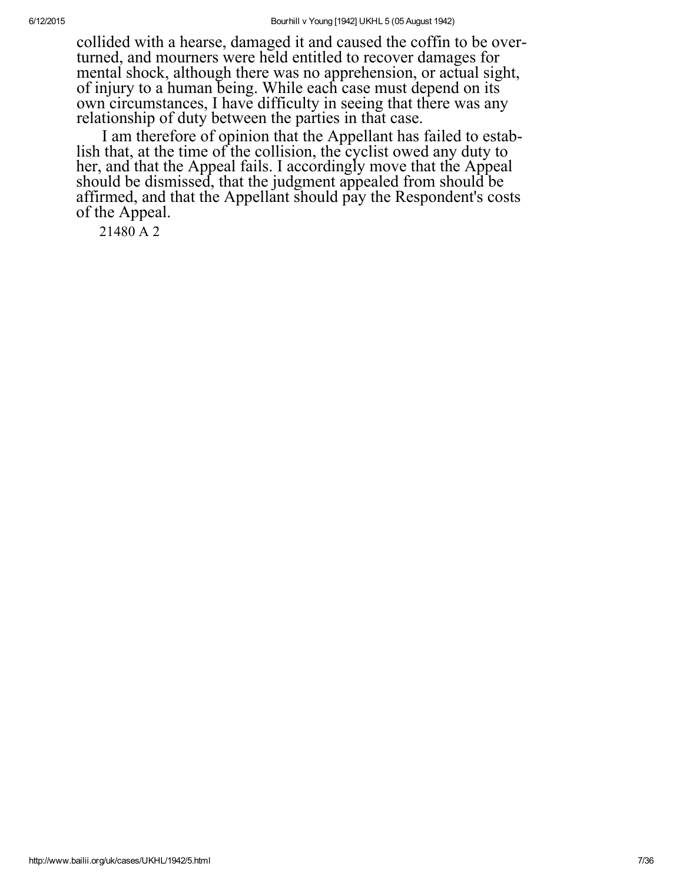collided with a hearse, damaged it and caused the coffin to be overturned, and mourners were held entitled to recover damages for mental shock, although there was no apprehension, or actual sight, of injury to a human being. While each case must depend on its own circumstances, I have difficulty in seeing that there was any relationship of duty between the parties in that case.

I am therefore of opinion that the Appellant has failed to establish that, at the time of the collision, the cyclist owed any duty to her, and that the Appeal fails. I accordingly move that the Appeal should be dismissed, that the judgment appealed from should be affirmed, and that the Appellant should pay the Respondent's costs of the Appeal.

21480 A 2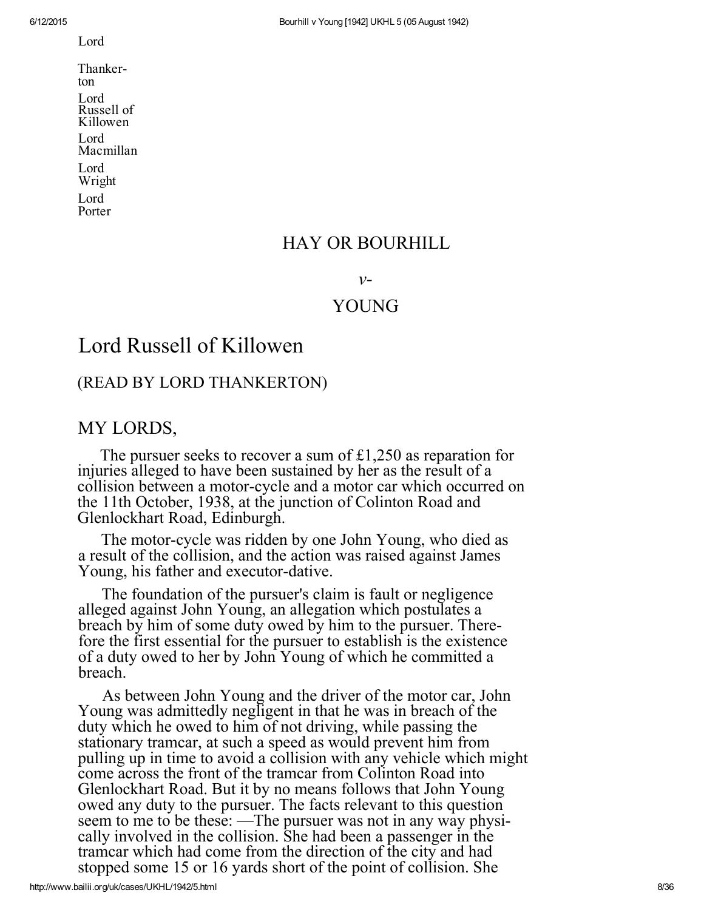Lord

Thankerton

Lord Russell of Killowen

Lord Macmillan

Lord Wright

Lord Porter

## HAY OR BOURHILL

*v-*

## YOUNG

# Lord Russell of Killowen

## (READ BY LORD THANKERTON)

## MY LORDS,

The pursuer seeks to recover a sum of £1,250 as reparation for injuries alleged to have been sustained by her as the result of a collision between a motor-cycle and a motor car which occurred on the 11th October, 1938, at the junction of Colinton Road and Glenlockhart Road, Edinburgh.

The motor-cycle was ridden by one John Young, who died as a result of the collision, and the action was raised against James Young, his father and executor-dative.

The foundation of the pursuer's claim is fault or negligence alleged against John Young, an allegation which postulates a breach by him of some duty owed by him to the pursuer. Therefore the first essential for the pursuer to establish is the existence of a duty owed to her by John Young of which he committed a breach.

As between John Young and the driver of the motor car, John Young was admittedly negligent in that he was in breach of the duty which he owed to him of not driving, while passing the stationary tramcar, at such a speed as would prevent him from pulling up in time to avoid a collision with any vehicle which might come across the front of the tramcar from Colinton Road into Glenlockhart Road. But it by no means follows that John Young owed any duty to the pursuer. The facts relevant to this question seem to me to be these: —The pursuer was not in any way physically involved in the collision. She had been a passenger in the tramcar which had come from the direction of the city and had stopped some 15 or 16 yards short of the point of collision. She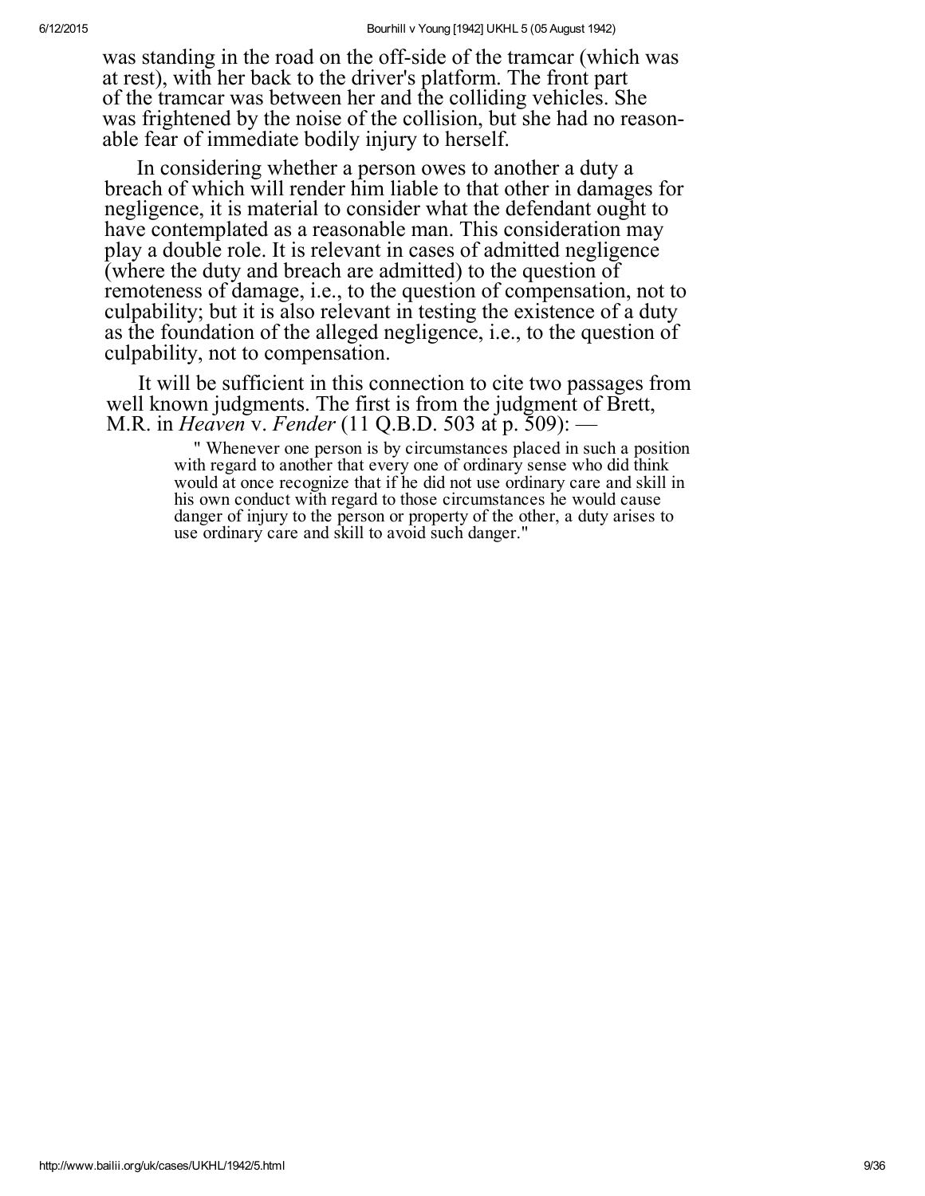was standing in the road on the off-side of the tramcar (which was at rest), with her back to the driver's platform. The front part of the tramcar was between her and the colliding vehicles. She was frightened by the noise of the collision, but she had no reasonable fear of immediate bodily injury to herself.

In considering whether a person owes to another a duty a breach of which will render him liable to that other in damages for negligence, it is material to consider what the defendant ought to have contemplated as a reasonable man. This consideration may play a double role. It is relevant in cases of admitted negligence (where the duty and breach are admitted) to the question of remoteness of damage, i.e., to the question of compensation, not to culpability; but it is also relevant in testing the existence of a duty as the foundation of the alleged negligence, i.e., to the question of culpability, not to compensation.

It will be sufficient in this connection to cite two passages from well known judgments. The first is from the judgment of Brett, M.R. in *Heaven* v. *Fender* (11 Q.B.D. 503 at p. 509): —

> " Whenever one person is by circumstances placed in such a position with regard to another that every one of ordinary sense who did think would at once recognize that if he did not use ordinary care and skill in his own conduct with regard to those circumstances he would cause danger of injury to the person or property of the other, a duty arises to use ordinary care and skill to avoid such danger."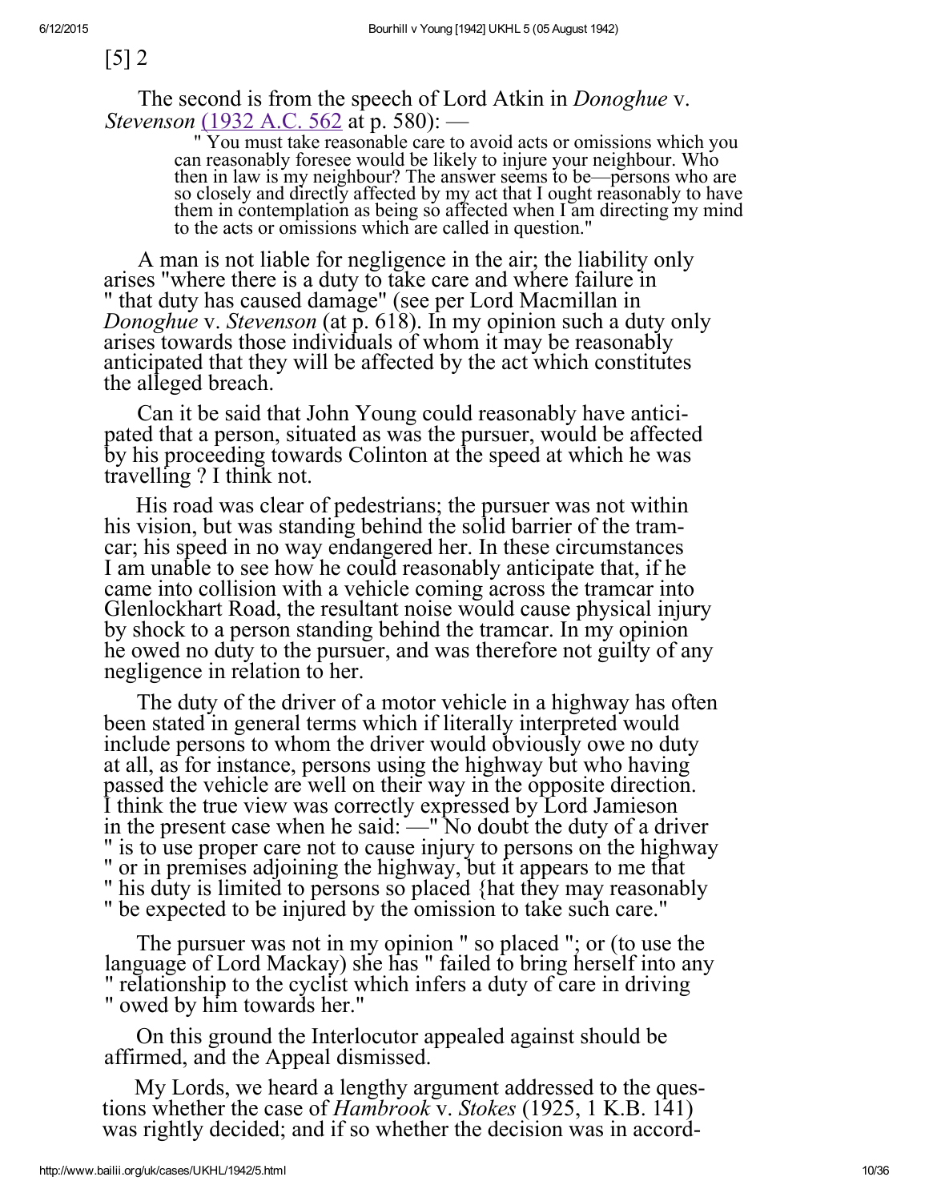[5] 2

The second is from the speech of Lord Atkin in *Donoghue* v. *Stevenson* (1932 A.C. 562 at p. 580): —

> " You must take reasonable care to avoid acts or omissions which you can reasonably foresee would be likely to injure your neighbour. Who then in law is my neighbour? The answer seems to be—persons who are so closely and directly affected by my act that I ought reasonably to have them in contemplation as being so affected when I am directing my mind to the acts or omissions which are called in question."

A man is not liable for negligence in the air; the liability only arises "where there is a duty to take care and where failure in " that duty has caused damage" (see per Lord Macmillan in *Donoghue* v. *Stevenson* (at p. 618). In my opinion such a duty only arises towards those individuals of whom it may be reasonably anticipated that they will be affected by the act which constitutes the alleged breach.

Can it be said that John Young could reasonably have anticipated that a person, situated as was the pursuer, would be affected by his proceeding towards Colinton at the speed at which he was travelling ? I think not.

His road was clear of pedestrians; the pursuer was not within his vision, but was standing behind the solid barrier of the tramcar; his speed in no way endangered her. In these circumstances I am unable to see how he could reasonably anticipate that, if he came into collision with a vehicle coming across the tramcar into Glenlockhart Road, the resultant noise would cause physical injury by shock to a person standing behind the tramcar. In my opinion he owed no duty to the pursuer, and was therefore not guilty of any negligence in relation to her.

The duty of the driver of a motor vehicle in a highway has often been stated in general terms which if literally interpreted would include persons to whom the driver would obviously owe no duty at all, as for instance, persons using the highway but who having passed the vehicle are well on their way in the opposite direction. I think the true view was correctly expressed by Lord Jamieson in the present case when he said: —" No doubt the duty of a driver " is to use proper care not to cause injury to persons on the highway " or in premises adjoining the highway, but it appears to me that " his duty is limited to persons so placed {hat they may reasonably " be expected to be injured by the omission to take such care."

The pursuer was not in my opinion " so placed "; or (to use the language of Lord Mackay) she has " failed to bring herself into any " relationship to the cyclist which infers a duty of care in driving " owed by him towards her."

On this ground the Interlocutor appealed against should be affirmed, and the Appeal dismissed.

My Lords, we heard a lengthy argument addressed to the questions whether the case of *Hambrook* v. *Stokes* (1925, 1 K.B. 141) was rightly decided; and if so whether the decision was in accord-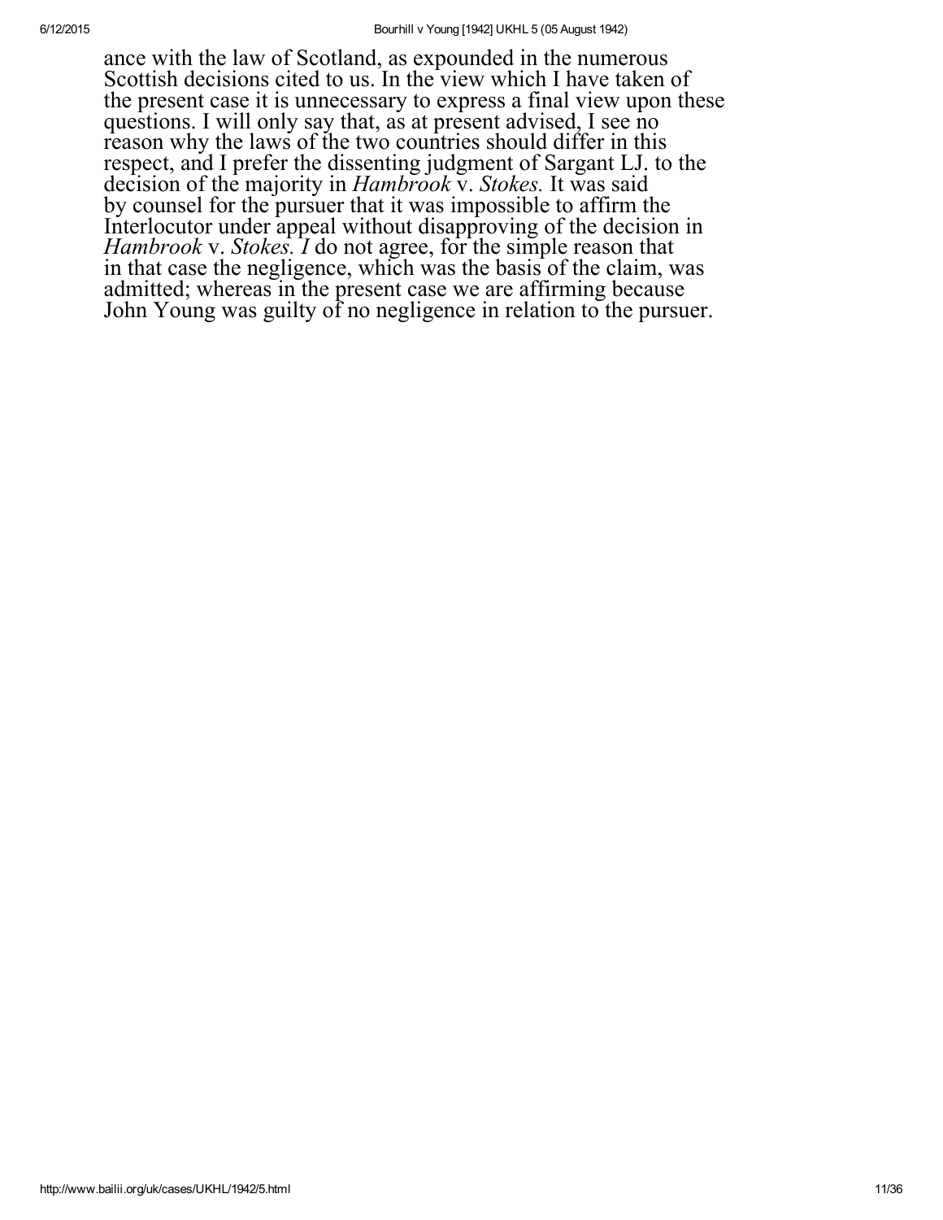ance with the law of Scotland, as expounded in the numerous Scottish decisions cited to us. In the view which I have taken of the present case it is unnecessary to express a final view upon these questions. I will only say that, as at present advised, I see no reason why the laws of the two countries should differ in this respect, and I prefer the dissenting judgment of Sargant LJ. to the decision of the majority in *Hambrook* v. *Stokes.* It was said by counsel for the pursuer that it was impossible to affirm the Interlocutor under appeal without disapproving of the decision in *Hambrook* v. *Stokes. I* do not agree, for the simple reason that in that case the negligence, which was the basis of the claim, was admitted; whereas in the present case we are affirming because John Young was guilty of no negligence in relation to the pursuer.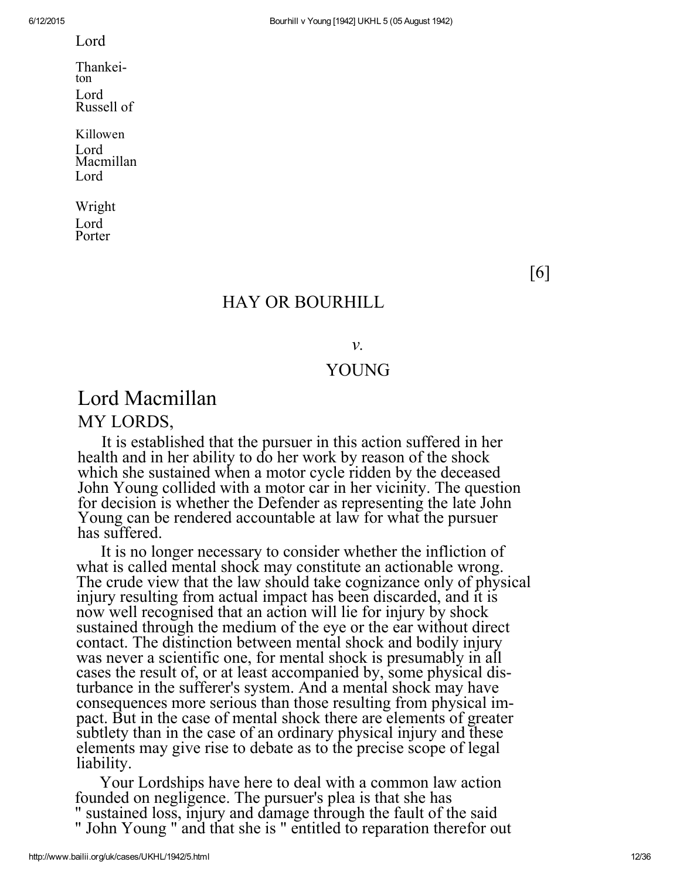Lord Thankeiton
Lord Russell of Killowen
Lord Macmillan
Lord Wright
Lord Porter

[6]

HAY OR BOURHILL

*v.*

YOUNG

## Lord Macmillan

MY LORDS,

It is established that the pursuer in this action suffered in her health and in her ability to do her work by reason of the shock which she sustained when a motor cycle ridden by the deceased John Young collided with a motor car in her vicinity. The question for decision is whether the Defender as representing the late John Young can be rendered accountable at law for what the pursuer has suffered.

It is no longer necessary to consider whether the infliction of what is called mental shock may constitute an actionable wrong. The crude view that the law should take cognizance only of physical injury resulting from actual impact has been discarded, and it is now well recognised that an action will lie for injury by shock sustained through the medium of the eye or the ear without direct contact. The distinction between mental shock and bodily injury was never a scientific one, for mental shock is presumably in all cases the result of, or at least accompanied by, some physical disturbance in the sufferer's system. And a mental shock may have consequences more serious than those resulting from physical impact. But in the case of mental shock there are elements of greater subtlety than in the case of an ordinary physical injury and these elements may give rise to debate as to the precise scope of legal liability.

Your Lordships have here to deal with a common law action founded on negligence. The pursuer's plea is that she has " sustained loss, injury and damage through the fault of the said " John Young " and that she is " entitled to reparation therefor out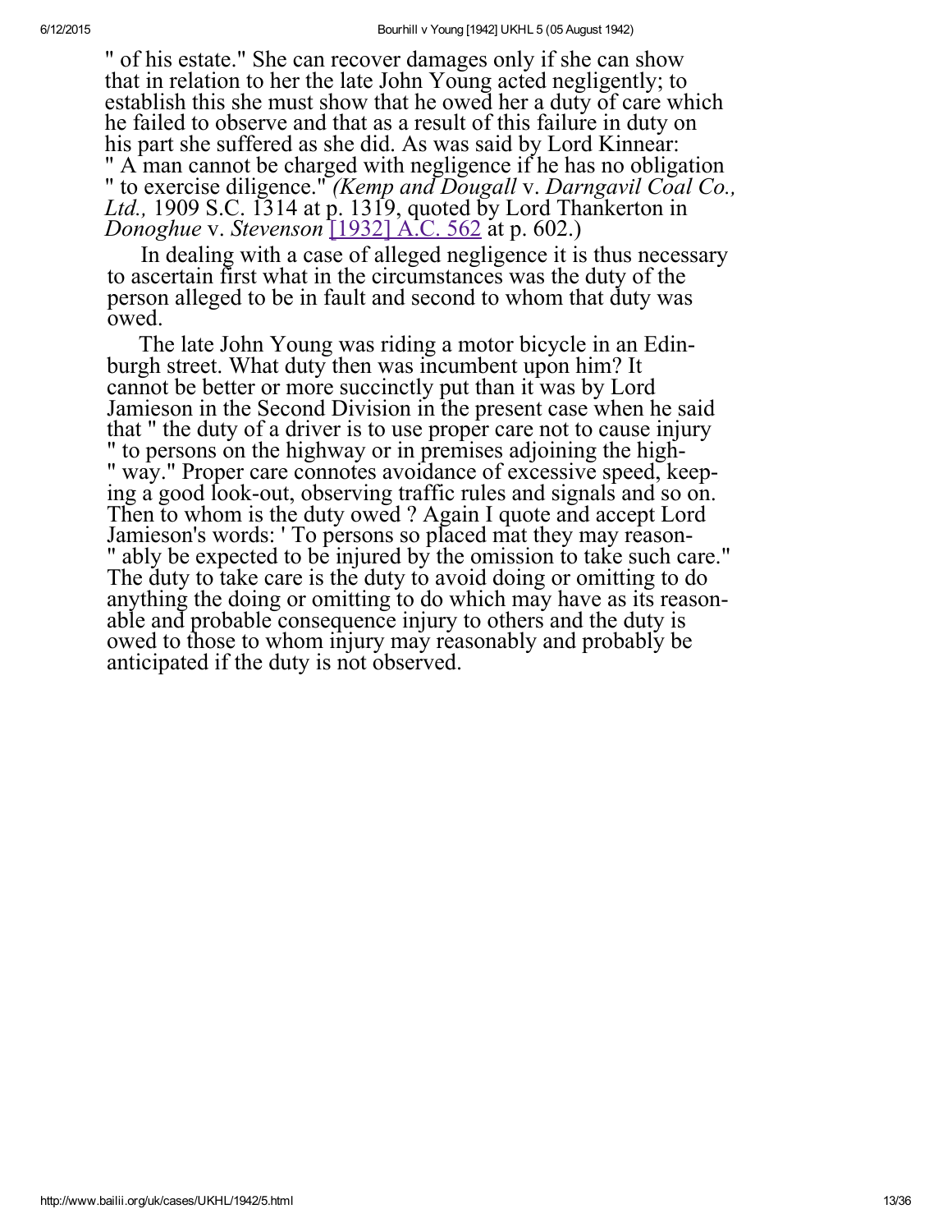" of his estate." She can recover damages only if she can show that in relation to her the late John Young acted negligently; to establish this she must show that he owed her a duty of care which he failed to observe and that as a result of this failure in duty on his part she suffered as she did. As was said by Lord Kinnear: " A man cannot be charged with negligence if he has no obligation " to exercise diligence." *(Kemp and Dougall* v. *Darngavil Coal Co., Ltd.,* 1909 S.C. 1314 at p. 1319, quoted by Lord Thankerton in *Donoghue* v. *Stevenson* [1932] A.C. 562 at p. 602.)

In dealing with a case of alleged negligence it is thus necessary to ascertain first what in the circumstances was the duty of the person alleged to be in fault and second to whom that duty was owed.

The late John Young was riding a motor bicycle in an Edinburgh street. What duty then was incumbent upon him? It cannot be better or more succinctly put than it was by Lord Jamieson in the Second Division in the present case when he said that " the duty of a driver is to use proper care not to cause injury " to persons on the highway or in premises adjoining the high- " way." Proper care connotes avoidance of excessive speed, keeping a good look-out, observing traffic rules and signals and so on. Then to whom is the duty owed ? Again I quote and accept Lord Jamieson's words: ' To persons so placed mat they may reason- " ably be expected to be injured by the omission to take such care." The duty to take care is the duty to avoid doing or omitting to do anything the doing or omitting to do which may have as its reasonable and probable consequence injury to others and the duty is owed to those to whom injury may reasonably and probably be anticipated if the duty is not observed.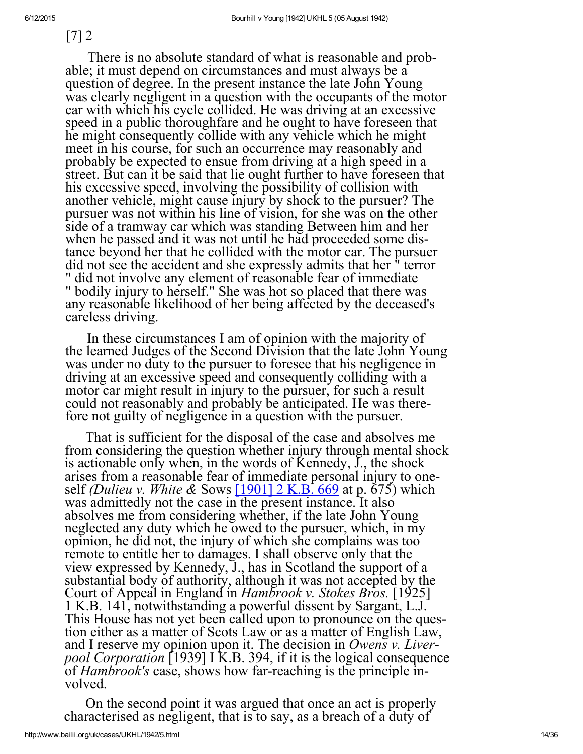[7] 2

There is no absolute standard of what is reasonable and probable; it must depend on circumstances and must always be a question of degree. In the present instance the late John Young was clearly negligent in a question with the occupants of the motor car with which his cycle collided. He was driving at an excessive speed in a public thoroughfare and he ought to have foreseen that he might consequently collide with any vehicle which he might meet in his course, for such an occurrence may reasonably and probably be expected to ensue from driving at a high speed in a street. But can it be said that lie ought further to have foreseen that his excessive speed, involving the possibility of collision with another vehicle, might cause injury by shock to the pursuer? The pursuer was not within his line of vision, for she was on the other side of a tramway car which was standing Between him and her when he passed and it was not until he had proceeded some distance beyond her that he collided with the motor car. The pursuer did not see the accident and she expressly admits that her " terror " did not involve any element of reasonable fear of immediate " bodily injury to herself." She was hot so placed that there was any reasonable likelihood of her being affected by the deceased's careless driving.

In these circumstances I am of opinion with the majority of the learned Judges of the Second Division that the late John Young was under no duty to the pursuer to foresee that his negligence in driving at an excessive speed and consequently colliding with a motor car might result in injury to the pursuer, for such a result could not reasonably and probably be anticipated. He was therefore not guilty of negligence in a question with the pursuer.

That is sufficient for the disposal of the case and absolves me from considering the question whether injury through mental shock is actionable only when, in the words of Kennedy, J., the shock arises from a reasonable fear of immediate personal injury to oneself *(Dulieu v. White &* Sows [1901] 2 K.B. 669 at p. 675) which was admittedly not the case in the present instance. It also absolves me from considering whether, if the late John Young neglected any duty which he owed to the pursuer, which, in my opinion, he did not, the injury of which she complains was too remote to entitle her to damages. I shall observe only that the view expressed by Kennedy, J., has in Scotland the support of a substantial body of authority, although it was not accepted by the Court of Appeal in England in *Hambrook v. Stokes Bros.* [1925] 1 K.B. 141, notwithstanding a powerful dissent by Sargant, L.J. This House has not yet been called upon to pronounce on the question either as a matter of Scots Law or as a matter of English Law, and I reserve my opinion upon it. The decision in *Owens v. Liverpool Corporation* [1939] I K.B. 394, if it is the logical consequence of *Hambrook's* case, shows how far-reaching is the principle involved.

On the second point it was argued that once an act is properly characterised as negligent, that is to say, as a breach of a duty of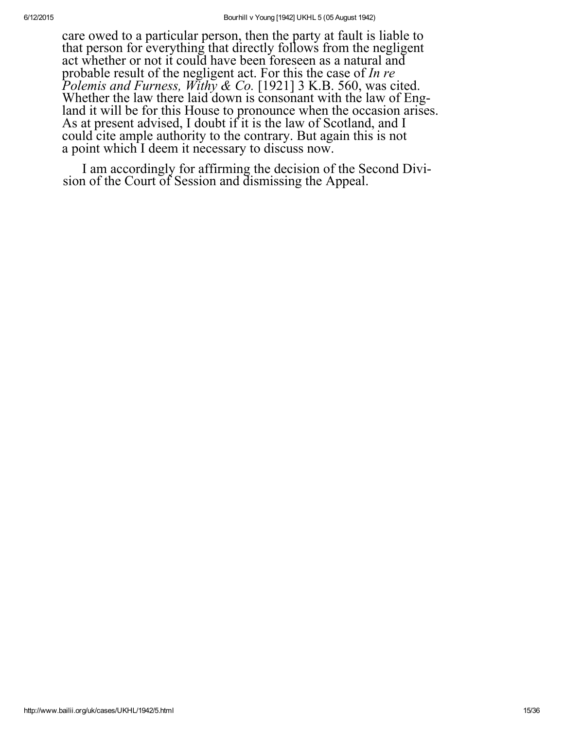care owed to a particular person, then the party at fault is liable to that person for everything that directly follows from the negligent act whether or not it could have been foreseen as a natural and probable result of the negligent act. For this the case of *In re Polemis and Furness, Withy & Co.* [1921] 3 K.B. 560, was cited. Whether the law there laid down is consonant with the law of England it will be for this House to pronounce when the occasion arises. As at present advised, I doubt if it is the law of Scotland, and I could cite ample authority to the contrary. But again this is not a point which I deem it necessary to discuss now.

I am accordingly for affirming the decision of the Second Division of the Court of Session and dismissing the Appeal.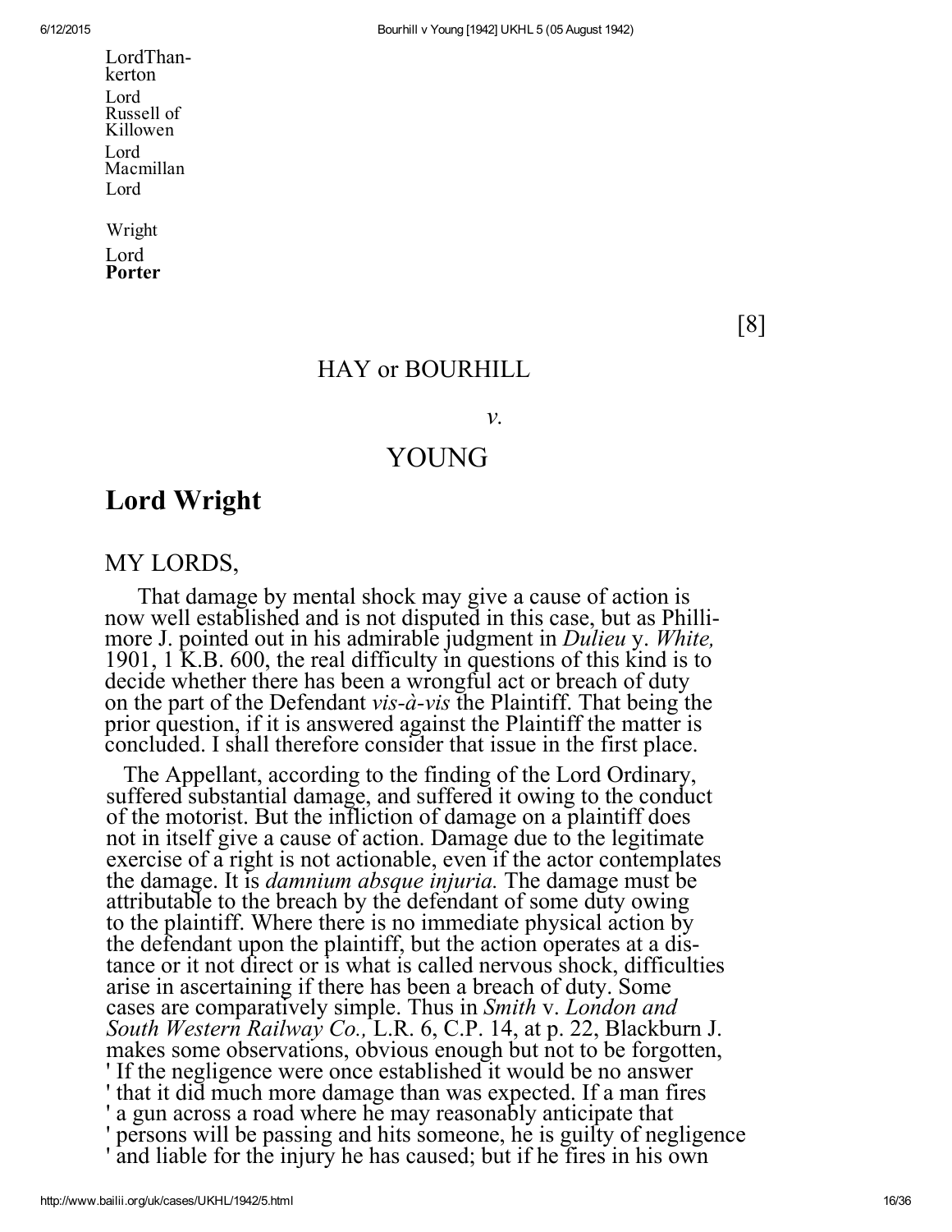LordThan-kerton

Lord Russell of Killowen

Lord Macmillan

Lord Wright

Lord **Porter**

[8]

HAY or BOURHILL

*v.*

YOUNG

## Lord Wright

MY LORDS,

That damage by mental shock may give a cause of action is now well established and is not disputed in this case, but as Phillimore J. pointed out in his admirable judgment in *Dulieu* v. *White,* 1901, 1 K.B. 600, the real difficulty in questions of this kind is to decide whether there has been a wrongful act or breach of duty on the part of the Defendant *vis-à-vis* the Plaintiff. That being the prior question, if it is answered against the Plaintiff the matter is concluded. I shall therefore consider that issue in the first place.

The Appellant, according to the finding of the Lord Ordinary, suffered substantial damage, and suffered it owing to the conduct of the motorist. But the infliction of damage on a plaintiff does not in itself give a cause of action. Damage due to the legitimate exercise of a right is not actionable, even if the actor contemplates the damage. It is *damnium absque injuria.* The damage must be attributable to the breach by the defendant of some duty owing to the plaintiff. Where there is no immediate physical action by the defendant upon the plaintiff, but the action operates at a distance or it not direct or is what is called nervous shock, difficulties arise in ascertaining if there has been a breach of duty. Some cases are comparatively simple. Thus in *Smith* v. *London and South Western Railway Co.,* L.R. 6, C.P. 14, at p. 22, Blackburn J. makes some observations, obvious enough but not to be forgotten, ' If the negligence were once established it would be no answer ' that it did much more damage than was expected. If a man fires ' a gun across a road where he may reasonably anticipate that ' persons will be passing and hits someone, he is guilty of negligence ' and liable for the injury he has caused; but if he fires in his own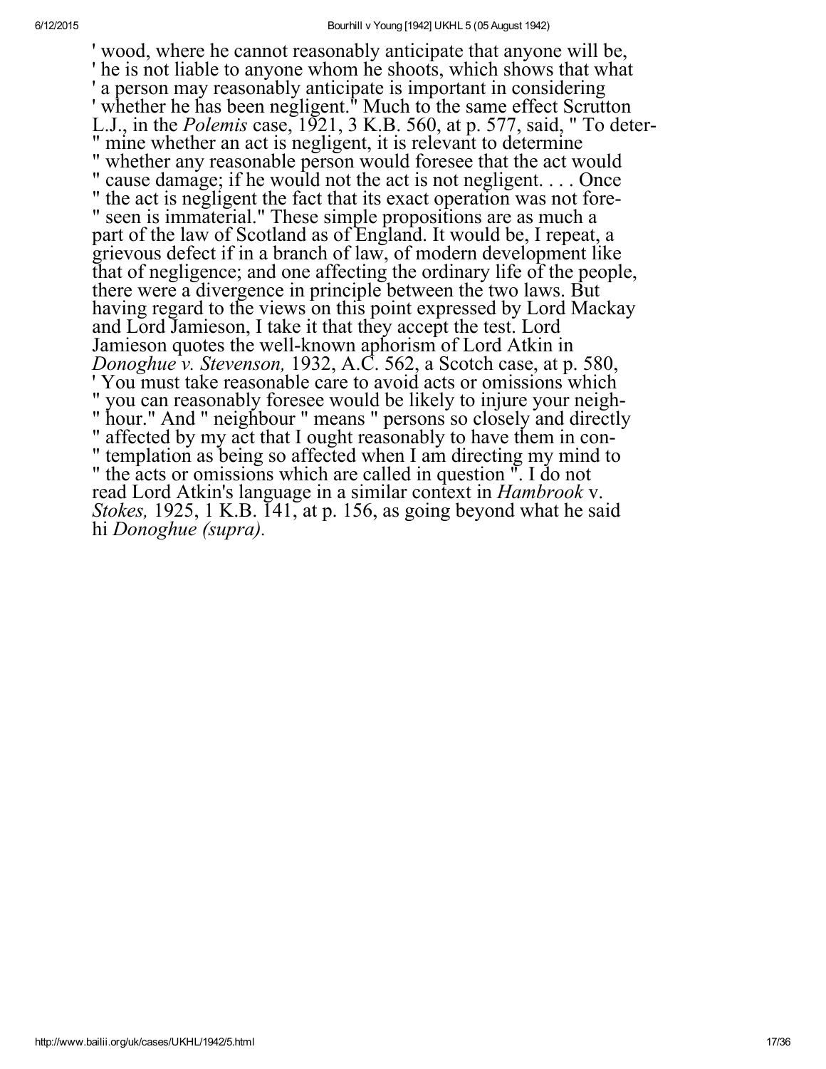' wood, where he cannot reasonably anticipate that anyone will be, ' he is not liable to anyone whom he shoots, which shows that what ' a person may reasonably anticipate is important in considering ' whether he has been negligent." Much to the same effect Scrutton L.J., in the *Polemis* case, 1921, 3 K.B. 560, at p. 577, said, " To deter-" mine whether an act is negligent, it is relevant to determine " whether any reasonable person would foresee that the act would " cause damage; if he would not the act is not negligent. . . . Once " the act is negligent the fact that its exact operation was not fore-" seen is immaterial." These simple propositions are as much a part of the law of Scotland as of England. It would be, I repeat, a grievous defect if in a branch of law, of modern development like that of negligence; and one affecting the ordinary life of the people, there were a divergence in principle between the two laws. But having regard to the views on this point expressed by Lord Mackay and Lord Jamieson, I take it that they accept the test. Lord Jamieson quotes the well-known aphorism of Lord Atkin in *Donoghue v. Stevenson,* 1932, A.C. 562, a Scotch case, at p. 580, ' You must take reasonable care to avoid acts or omissions which " you can reasonably foresee would be likely to injure your neigh-" hour." And " neighbour " means " persons so closely and directly " affected by my act that I ought reasonably to have them in con-" templation as being so affected when I am directing my mind to " the acts or omissions which are called in question ". I do not read Lord Atkin's language in a similar context in *Hambrook* v. *Stokes,* 1925, 1 K.B. 141, at p. 156, as going beyond what he said hi *Donoghue (supra).*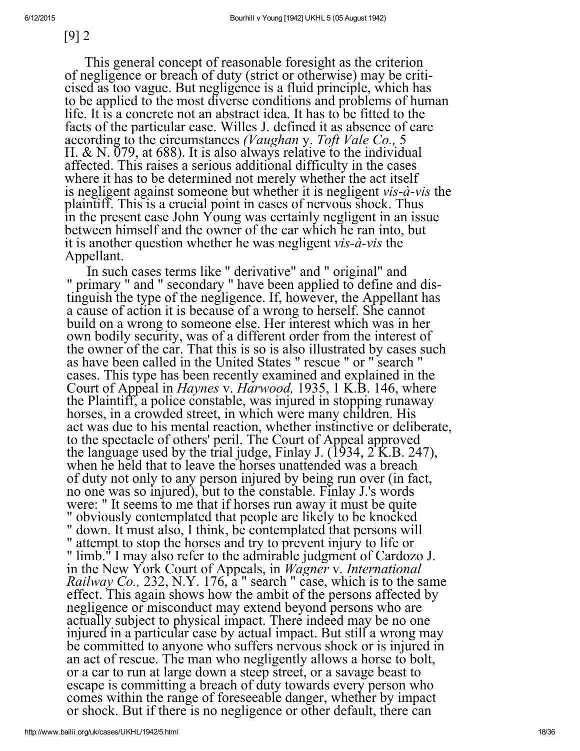[9] 2

This general concept of reasonable foresight as the criterion of negligence or breach of duty (strict or otherwise) may be criticised as too vague. But negligence is a fluid principle, which has to be applied to the most diverse conditions and problems of human life. It is a concrete not an abstract idea. It has to be fitted to the facts of the particular case. Willes J. defined it as absence of care according to the circumstances *(Vaughan* v. *Toft Vale Co.,* 5 H. & N. 079, at 688). It is also always relative to the individual affected. This raises a serious additional difficulty in the cases where it has to be determined not merely whether the act itself is negligent against someone but whether it is negligent *vis-à-vis* the plaintiff. This is a crucial point in cases of nervous shock. Thus in the present case John Young was certainly negligent in an issue between himself and the owner of the car which he ran into, but it is another question whether he was negligent *vis-à-vis* the Appellant.

In such cases terms like " derivative" and " original" and " primary " and " secondary " have been applied to define and distinguish the type of the negligence. If, however, the Appellant has a cause of action it is because of a wrong to herself. She cannot build on a wrong to someone else. Her interest which was in her own bodily security, was of a different order from the interest of the owner of the car. That this is so is also illustrated by cases such as have been called in the United States " rescue " or " search " cases. This type has been recently examined and explained in the Court of Appeal in *Haynes* v. *Harwood,* 1935, 1 K.B. 146, where the Plaintiff, a police constable, was injured in stopping runaway horses, in a crowded street, in which were many children. His act was due to his mental reaction, whether instinctive or deliberate, to the spectacle of others' peril. The Court of Appeal approved the language used by the trial judge, Finlay J. (1934, 2 K.B. 247), when he held that to leave the horses unattended was a breach of duty not only to any person injured by being run over (in fact, no one was so injured), but to the constable. Finlay J.'s words were: " It seems to me that if horses run away it must be quite " obviously contemplated that people are likely to be knocked " down. It must also, I think, be contemplated that persons will " attempt to stop the horses and try to prevent injury to life or " limb." I may also refer to the admirable judgment of Cardozo J. in the New York Court of Appeals, in *Wagner* v. *International Railway Co.,* 232, N.Y. 176, a " search " case, which is to the same effect. This again shows how the ambit of the persons affected by negligence or misconduct may extend beyond persons who are actually subject to physical impact. There indeed may be no one injured in a particular case by actual impact. But still a wrong may be committed to anyone who suffers nervous shock or is injured in an act of rescue. The man who negligently allows a horse to bolt, or a car to run at large down a steep street, or a savage beast to escape is committing a breach of duty towards every person who comes within the range of foreseeable danger, whether by impact or shock. But if there is no negligence or other default, there can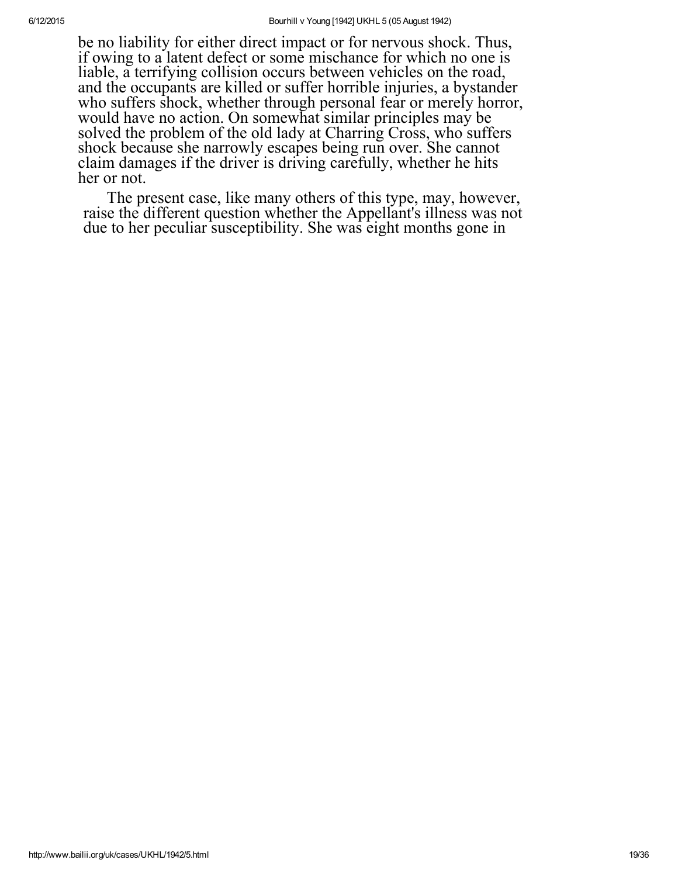be no liability for either direct impact or for nervous shock. Thus, if owing to a latent defect or some mischance for which no one is liable, a terrifying collision occurs between vehicles on the road, and the occupants are killed or suffer horrible injuries, a bystander who suffers shock, whether through personal fear or merely horror, would have no action. On somewhat similar principles may be solved the problem of the old lady at Charring Cross, who suffers shock because she narrowly escapes being run over. She cannot claim damages if the driver is driving carefully, whether he hits her or not.

The present case, like many others of this type, may, however, raise the different question whether the Appellant's illness was not due to her peculiar susceptibility. She was eight months gone in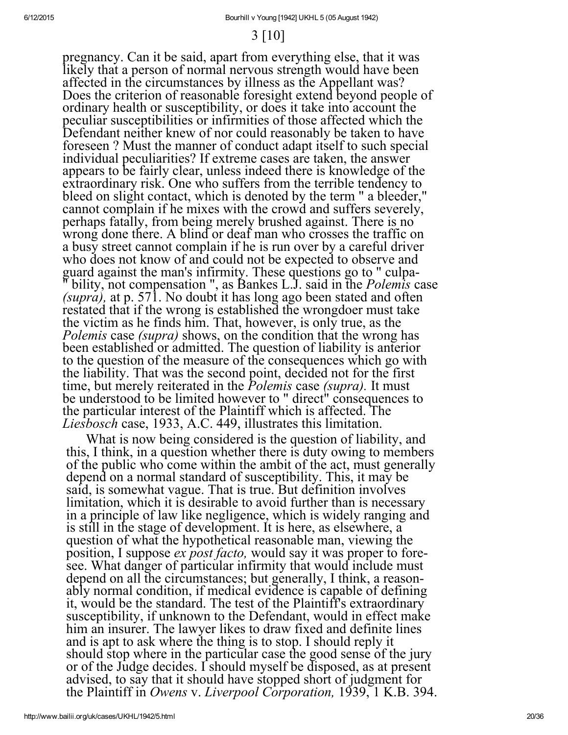3 [10]

pregnancy. Can it be said, apart from everything else, that it was likely that a person of normal nervous strength would have been affected in the circumstances by illness as the Appellant was? Does the criterion of reasonable foresight extend beyond people of ordinary health or susceptibility, or does it take into account the peculiar susceptibilities or infirmities of those affected which the Defendant neither knew of nor could reasonably be taken to have foreseen ? Must the manner of conduct adapt itself to such special individual peculiarities? If extreme cases are taken, the answer appears to be fairly clear, unless indeed there is knowledge of the extraordinary risk. One who suffers from the terrible tendency to bleed on slight contact, which is denoted by the term " a bleeder," cannot complain if he mixes with the crowd and suffers severely, perhaps fatally, from being merely brushed against. There is no wrong done there. A blind or deaf man who crosses the traffic on a busy street cannot complain if he is run over by a careful driver who does not know of and could not be expected to observe and guard against the man's infirmity. These questions go to " culpability, not compensation ", as Bankes L.J. said in the *Polemis* case *(supra),* at p. 571. No doubt it has long ago been stated and often restated that if the wrong is established the wrongdoer must take the victim as he finds him. That, however, is only true, as the *Polemis* case *(supra)* shows, on the condition that the wrong has been established or admitted. The question of liability is anterior to the question of the measure of the consequences which go with the liability. That was the second point, decided not for the first time, but merely reiterated in the *Polemis* case *(supra).* It must be understood to be limited however to " direct" consequences to the particular interest of the Plaintiff which is affected. The *Liesbosch* case, 1933, A.C. 449, illustrates this limitation.

What is now being considered is the question of liability, and this, I think, in a question whether there is duty owing to members of the public who come within the ambit of the act, must generally depend on a normal standard of susceptibility. This, it may be said, is somewhat vague. That is true. But definition involves limitation, which it is desirable to avoid further than is necessary in a principle of law like negligence, which is widely ranging and is still in the stage of development. It is here, as elsewhere, a question of what the hypothetical reasonable man, viewing the position, I suppose *ex post facto,* would say it was proper to foresee. What danger of particular infirmity that would include must depend on all the circumstances; but generally, I think, a reasonably normal condition, if medical evidence is capable of defining it, would be the standard. The test of the Plaintiff's extraordinary susceptibility, if unknown to the Defendant, would in effect make him an insurer. The lawyer likes to draw fixed and definite lines and is apt to ask where the thing is to stop. I should reply it should stop where in the particular case the good sense of the jury or of the Judge decides. I should myself be disposed, as at present advised, to say that it should have stopped short of judgment for the Plaintiff in *Owens* v. *Liverpool Corporation,* 1939, 1 K.B. 394.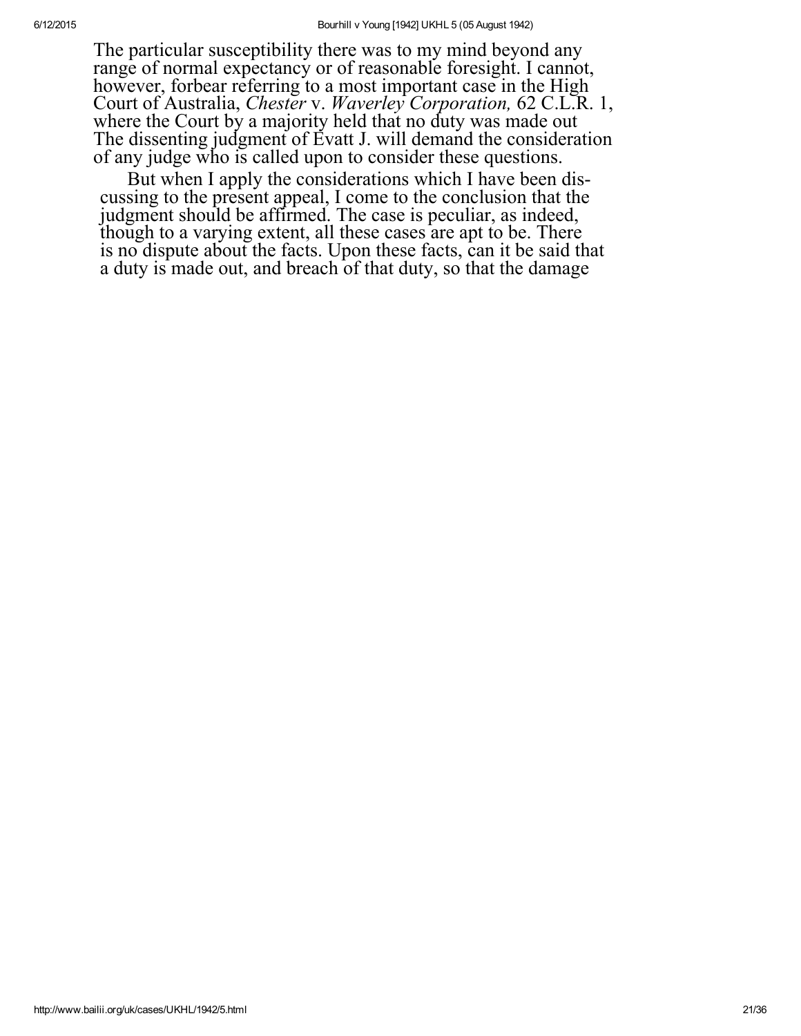The particular susceptibility there was to my mind beyond any range of normal expectancy or of reasonable foresight. I cannot, however, forbear referring to a most important case in the High Court of Australia, *Chester* v. *Waverley Corporation,* 62 C.L.R. 1, where the Court by a majority held that no duty was made out The dissenting judgment of Evatt J. will demand the consideration of any judge who is called upon to consider these questions.

But when I apply the considerations which I have been discussing to the present appeal, I come to the conclusion that the judgment should be affirmed. The case is peculiar, as indeed, though to a varying extent, all these cases are apt to be. There is no dispute about the facts. Upon these facts, can it be said that a duty is made out, and breach of that duty, so that the damage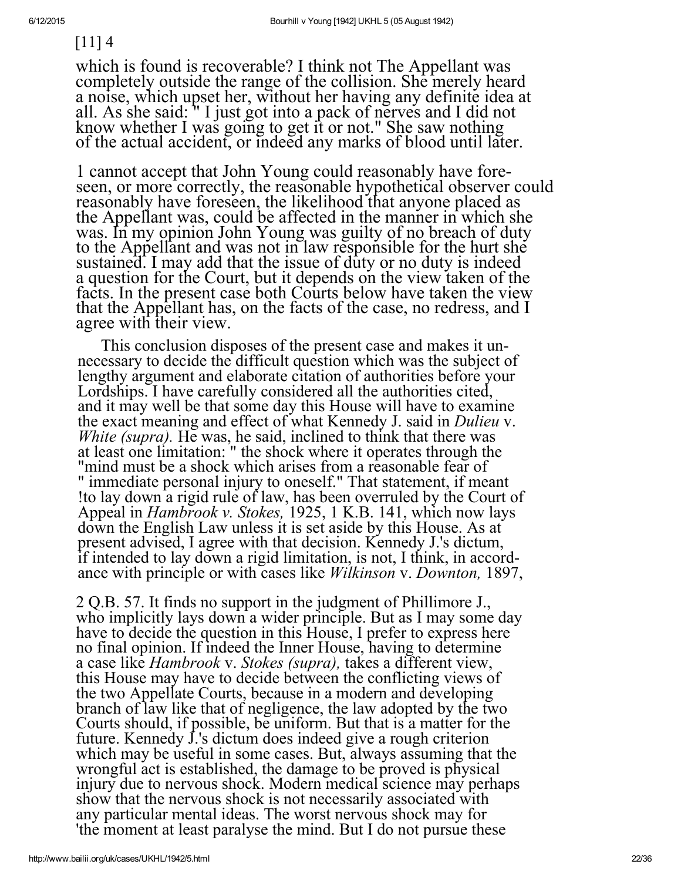[11] 4

which is found is recoverable? I think not The Appellant was completely outside the range of the collision. She merely heard a noise, which upset her, without her having any definite idea at all. As she said: " I just got into a pack of nerves and I did not know whether I was going to get it or not." She saw nothing of the actual accident, or indeed any marks of blood until later.

1 cannot accept that John Young could reasonably have foreseen, or more correctly, the reasonable hypothetical observer could reasonably have foreseen, the likelihood that anyone placed as the Appellant was, could be affected in the manner in which she was. In my opinion John Young was guilty of no breach of duty to the Appellant and was not in law responsible for the hurt she sustained. I may add that the issue of duty or no duty is indeed a question for the Court, but it depends on the view taken of the facts. In the present case both Courts below have taken the view that the Appellant has, on the facts of the case, no redress, and I agree with their view.

This conclusion disposes of the present case and makes it unnecessary to decide the difficult question which was the subject of lengthy argument and elaborate citation of authorities before your Lordships. I have carefully considered all the authorities cited, and it may well be that some day this House will have to examine the exact meaning and effect of what Kennedy J. said in *Dulieu* v. *White (supra).* He was, he said, inclined to think that there was at least one limitation: " the shock where it operates through the "mind must be a shock which arises from a reasonable fear of " immediate personal injury to oneself." That statement, if meant !to lay down a rigid rule of law, has been overruled by the Court of Appeal in *Hambrook v. Stokes,* 1925, 1 K.B. 141, which now lays down the English Law unless it is set aside by this House. As at present advised, I agree with that decision. Kennedy J.'s dictum, if intended to lay down a rigid limitation, is not, I think, in accordance with principle or with cases like *Wilkinson* v. *Downton,* 1897,

2 Q.B. 57. It finds no support in the judgment of Phillimore J., who implicitly lays down a wider principle. But as I may some day have to decide the question in this House, I prefer to express here no final opinion. If indeed the Inner House, having to determine a case like *Hambrook* v. *Stokes (supra),* takes a different view, this House may have to decide between the conflicting views of the two Appellate Courts, because in a modern and developing branch of law like that of negligence, the law adopted by the two Courts should, if possible, be uniform. But that is a matter for the future. Kennedy J.'s dictum does indeed give a rough criterion which may be useful in some cases. But, always assuming that the wrongful act is established, the damage to be proved is physical injury due to nervous shock. Modern medical science may perhaps show that the nervous shock is not necessarily associated with any particular mental ideas. The worst nervous shock may for 'the moment at least paralyse the mind. But I do not pursue these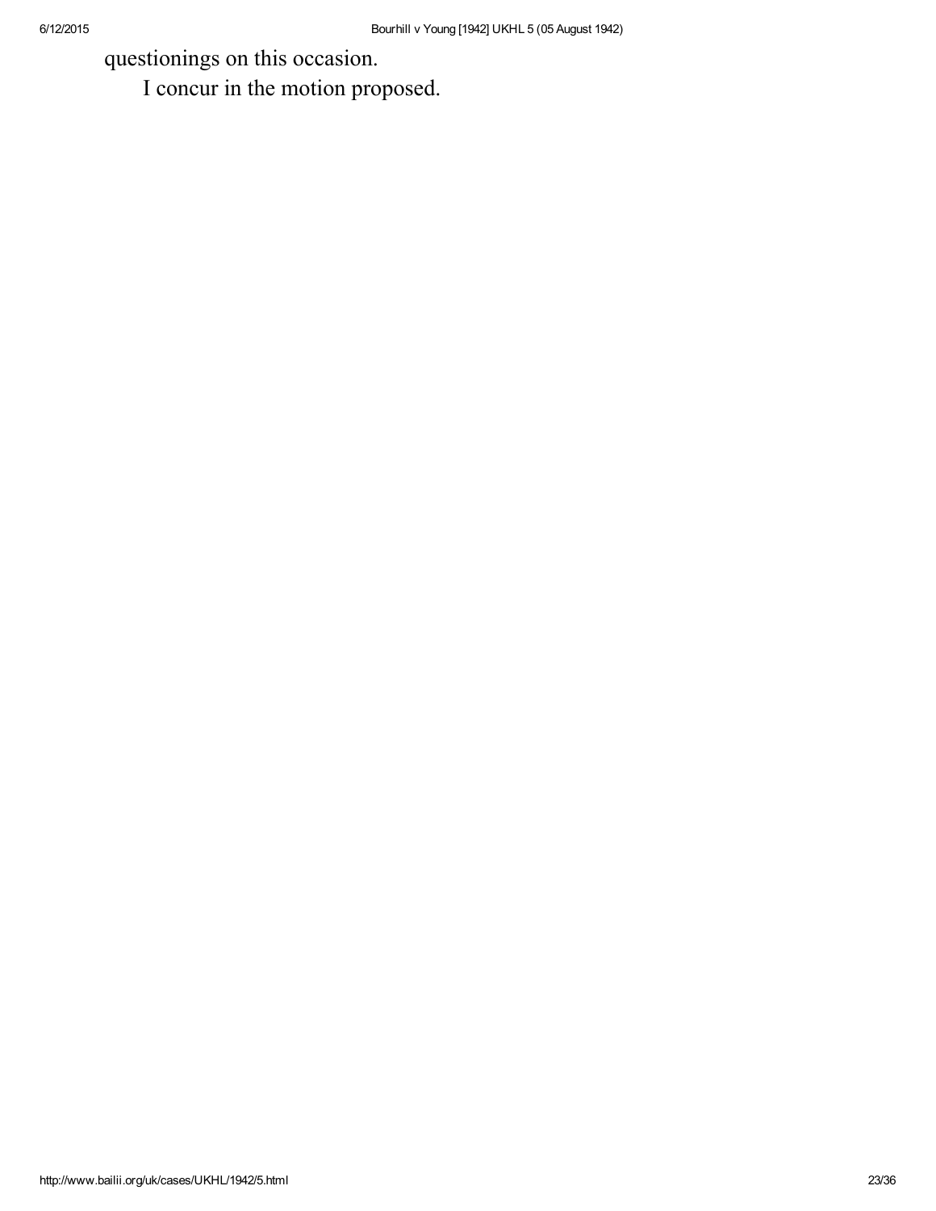questionings on this occasion.

I concur in the motion proposed.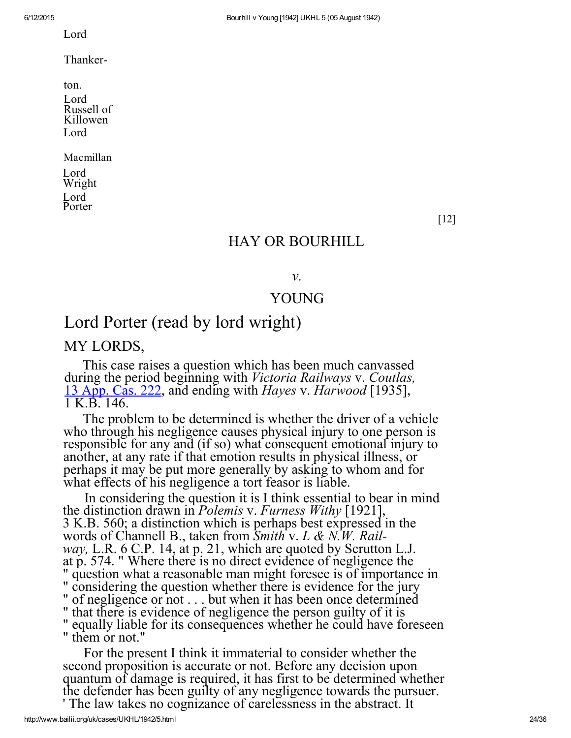Lord

Thankerton.

Lord Russell of Killowen

Lord

Macmillan

Lord Wright

Lord Porter

[12]

## HAY OR BOURHILL

*v.*

## YOUNG

# Lord Porter (read by lord wright)

MY LORDS,

This case raises a question which has been much canvassed during the period beginning with *Victoria Railways* v. *Coutlas,* 13 App. Cas. 222, and ending with *Hayes* v. *Harwood* [1935], 1 K.B. 146.

The problem to be determined is whether the driver of a vehicle who through his negligence causes physical injury to one person is responsible for any and (if so) what consequent emotional injury to another, at any rate if that emotion results in physical illness, or perhaps it may be put more generally by asking to whom and for what effects of his negligence a tort feasor is liable.

In considering the question it is I think essential to bear in mind the distinction drawn in *Polemis* v. *Furness Withy* [1921], 3 K.B. 560; a distinction which is perhaps best expressed in the words of Channell B., taken from *Smith* v. *L & N.W. Railway,* L.R. 6 C.P. 14, at p. 21, which are quoted by Scrutton L.J. at p. 574. " Where there is no direct evidence of negligence the " question what a reasonable man might foresee is of importance in " considering the question whether there is evidence for the jury " of negligence or not . . . but when it has been once determined " that there is evidence of negligence the person guilty of it is " equally liable for its consequences whether he could have foreseen " them or not."

For the present I think it immaterial to consider whether the second proposition is accurate or not. Before any decision upon quantum of damage is required, it has first to be determined whether the defender has been guilty of any negligence towards the pursuer. ' The law takes no cognizance of carelessness in the abstract. It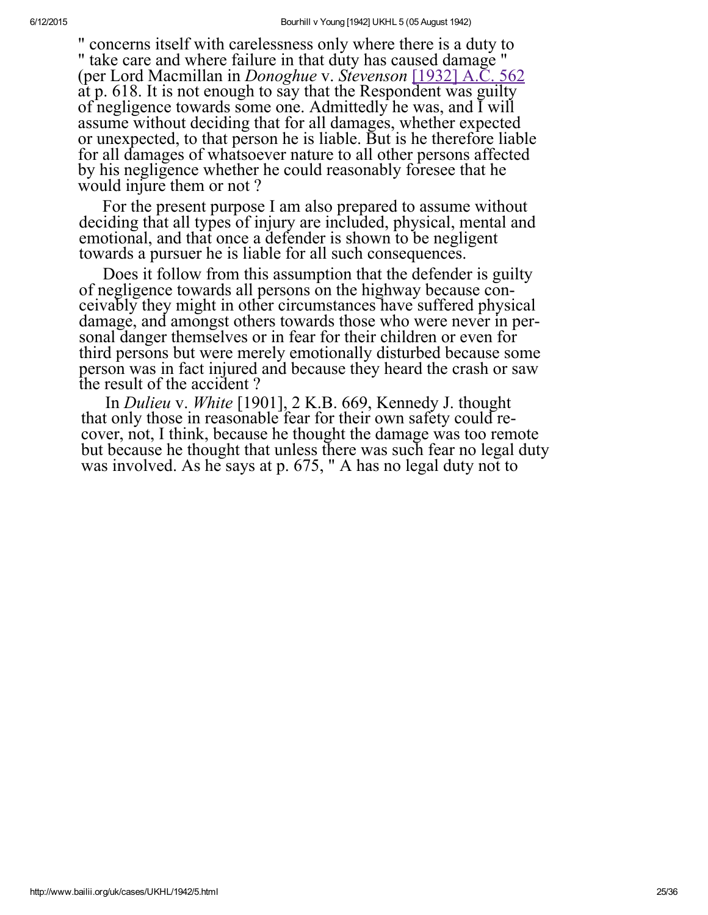" concerns itself with carelessness only where there is a duty to " take care and where failure in that duty has caused damage " (per Lord Macmillan in *Donoghue* v. *Stevenson* [1932] A.C. 562 at p. 618. It is not enough to say that the Respondent was guilty of negligence towards some one. Admittedly he was, and I will assume without deciding that for all damages, whether expected or unexpected, to that person he is liable. But is he therefore liable for all damages of whatsoever nature to all other persons affected by his negligence whether he could reasonably foresee that he would injure them or not ?

For the present purpose I am also prepared to assume without deciding that all types of injury are included, physical, mental and emotional, and that once a defender is shown to be negligent towards a pursuer he is liable for all such consequences.

Does it follow from this assumption that the defender is guilty of negligence towards all persons on the highway because conceivably they might in other circumstances have suffered physical damage, and amongst others towards those who were never in personal danger themselves or in fear for their children or even for third persons but were merely emotionally disturbed because some person was in fact injured and because they heard the crash or saw the result of the accident ?

In *Dulieu* v. *White* [1901], 2 K.B. 669, Kennedy J. thought that only those in reasonable fear for their own safety could recover, not, I think, because he thought the damage was too remote but because he thought that unless there was such fear no legal duty was involved. As he says at p. 675, " A has no legal duty not to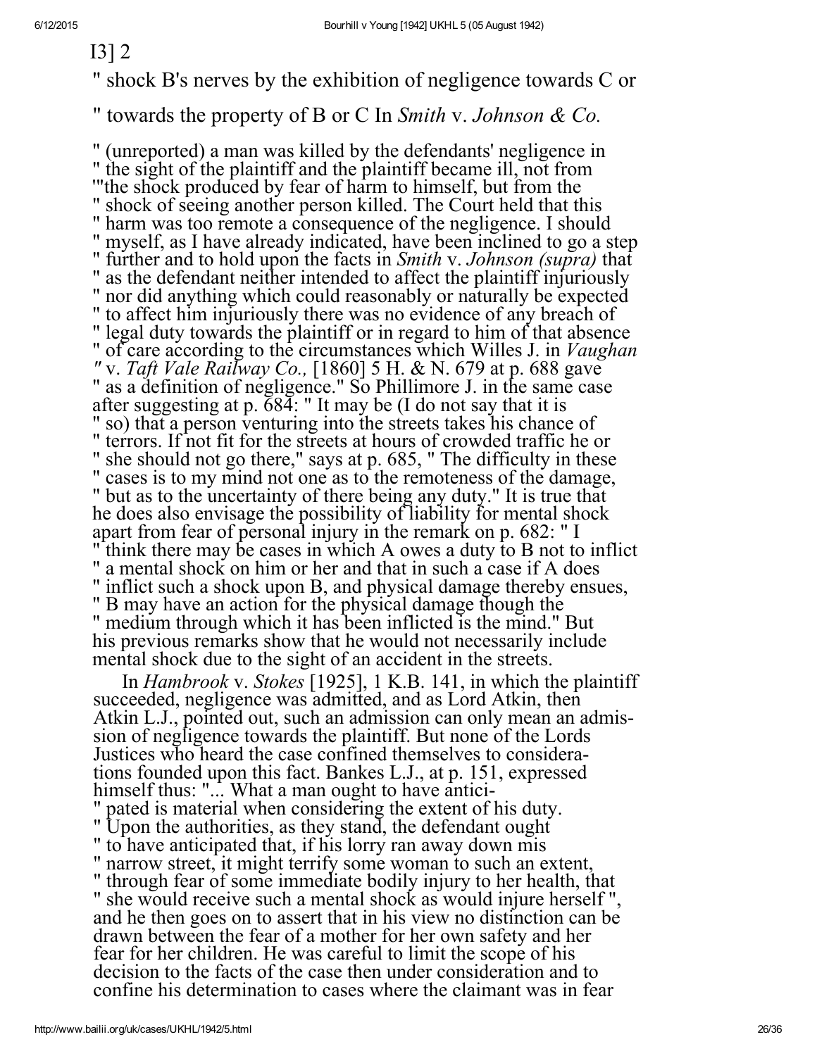I3] 2

" shock B's nerves by the exhibition of negligence towards C or

" towards the property of B or C In *Smith* v. *Johnson & Co.*

" (unreported) a man was killed by the defendants' negligence in
" the sight of the plaintiff and the plaintiff became ill, not from
'"the shock produced by fear of harm to himself, but from the
" shock of seeing another person killed. The Court held that this
" harm was too remote a consequence of the negligence. I should
" myself, as I have already indicated, have been inclined to go a step
" further and to hold upon the facts in *Smith* v. *Johnson (supra)* that
" as the defendant neither intended to affect the plaintiff injuriously
" nor did anything which could reasonably or naturally be expected
" to affect him injuriously there was no evidence of any breach of
" legal duty towards the plaintiff or in regard to him of that absence
" of care according to the circumstances which Willes J. in *Vaughan
"* v. *Taft Vale Railway Co.,* [1860] 5 H. & N. 679 at p. 688 gave
" as a definition of negligence." So Phillimore J. in the same case
after suggesting at p. 684: " It may be (I do not say that it is
" so) that a person venturing into the streets takes his chance of
" terrors. If not fit for the streets at hours of crowded traffic he or
" she should not go there," says at p. 685, " The difficulty in these
" cases is to my mind not one as to the remoteness of the damage,
" but as to the uncertainty of there being any duty." It is true that
he does also envisage the possibility of liability for mental shock
apart from fear of personal injury in the remark on p. 682: " I
" think there may be cases in which A owes a duty to B not to inflict
" a mental shock on him or her and that in such a case if A does
" inflict such a shock upon B, and physical damage thereby ensues,
" B may have an action for the physical damage though the
" medium through which it has been inflicted is the mind." But
his previous remarks show that he would not necessarily include
mental shock due to the sight of an accident in the streets.

In *Hambrook* v. *Stokes* [1925], 1 K.B. 141, in which the plaintiff
succeeded, negligence was admitted, and as Lord Atkin, then
Atkin L.J., pointed out, such an admission can only mean an admis-
sion of negligence towards the plaintiff. But none of the Lords
Justices who heard the case confined themselves to considera-
tions founded upon this fact. Bankes L.J., at p. 151, expressed
himself thus: "... What a man ought to have antici-
" pated is material when considering the extent of his duty.
" Upon the authorities, as they stand, the defendant ought
" to have anticipated that, if his lorry ran away down mis
" narrow street, it might terrify some woman to such an extent,
" through fear of some immediate bodily injury to her health, that
" she would receive such a mental shock as would injure herself ",
and he then goes on to assert that in his view no distinction can be
drawn between the fear of a mother for her own safety and her
fear for her children. He was careful to limit the scope of his
decision to the facts of the case then under consideration and to
confine his determination to cases where the claimant was in fear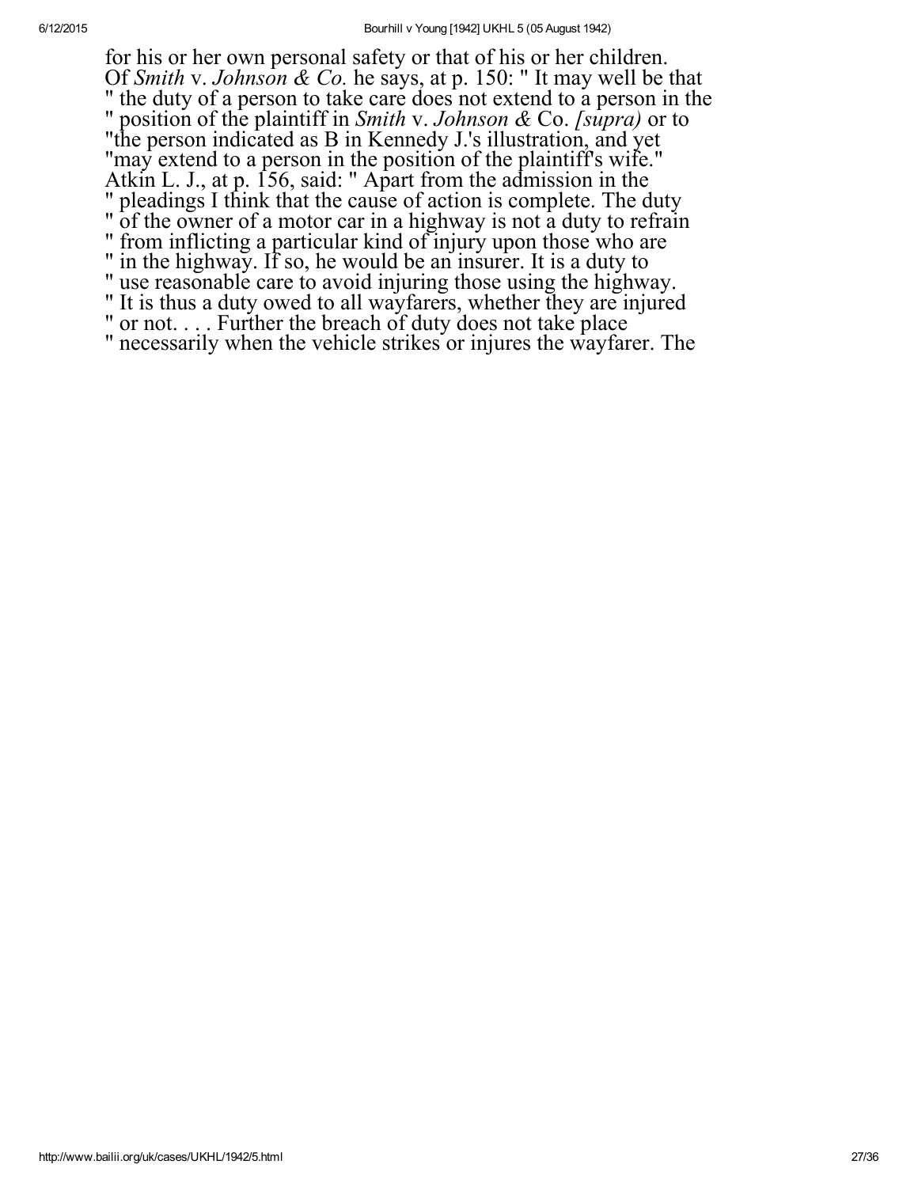for his or her own personal safety or that of his or her children. Of *Smith* v. *Johnson & Co.* he says, at p. 150: " It may well be that " the duty of a person to take care does not extend to a person in the " position of the plaintiff in *Smith* v. *Johnson &* Co. *[supra)* or to "the person indicated as B in Kennedy J.'s illustration, and yet "may extend to a person in the position of the plaintiff's wife." Atkin L. J., at p. 156, said: " Apart from the admission in the " pleadings I think that the cause of action is complete. The duty " of the owner of a motor car in a highway is not a duty to refrain " from inflicting a particular kind of injury upon those who are " in the highway. If so, he would be an insurer. It is a duty to " use reasonable care to avoid injuring those using the highway. " It is thus a duty owed to all wayfarers, whether they are injured " or not. . . . Further the breach of duty does not take place " necessarily when the vehicle strikes or injures the wayfarer. The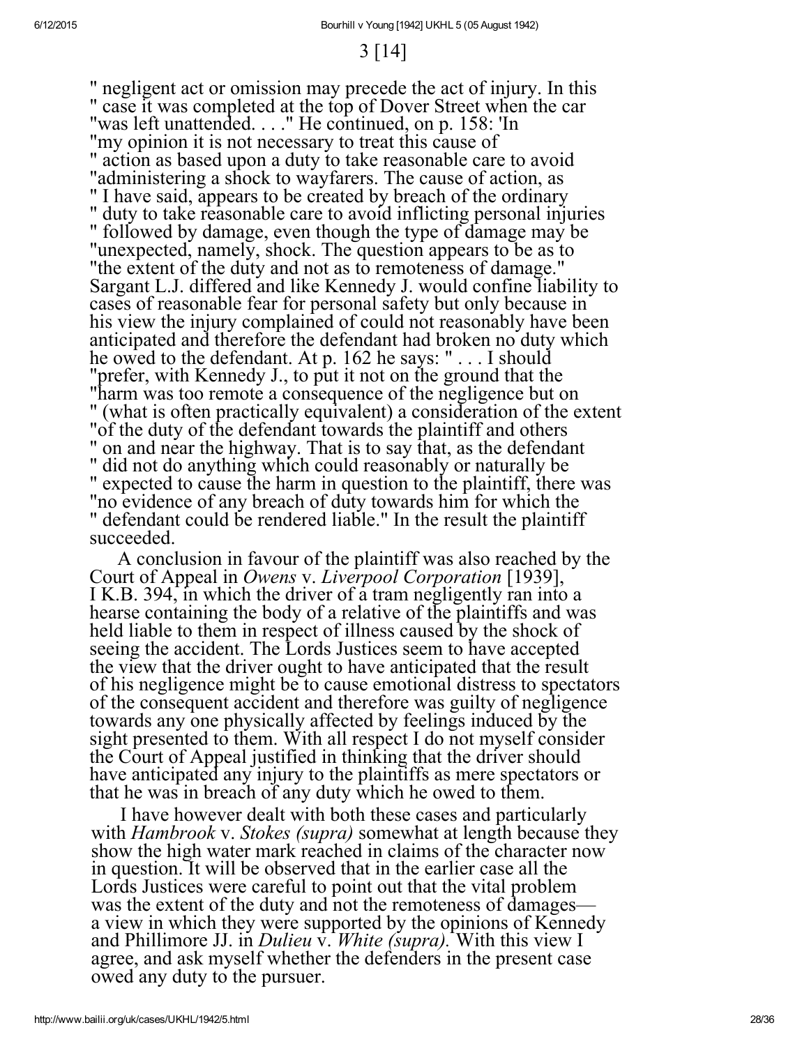3 [14]

" negligent act or omission may precede the act of injury. In this " case it was completed at the top of Dover Street when the car "was left unattended. . . ." He continued, on p. 158: 'In "my opinion it is not necessary to treat this cause of " action as based upon a duty to take reasonable care to avoid "administering a shock to wayfarers. The cause of action, as " I have said, appears to be created by breach of the ordinary " duty to take reasonable care to avoid inflicting personal injuries " followed by damage, even though the type of damage may be "unexpected, namely, shock. The question appears to be as to "the extent of the duty and not as to remoteness of damage." Sargant L.J. differed and like Kennedy J. would confine liability to cases of reasonable fear for personal safety but only because in his view the injury complained of could not reasonably have been anticipated and therefore the defendant had broken no duty which he owed to the defendant. At p. 162 he says: " . . . I should "prefer, with Kennedy J., to put it not on the ground that the "harm was too remote a consequence of the negligence but on " (what is often practically equivalent) a consideration of the extent "of the duty of the defendant towards the plaintiff and others " on and near the highway. That is to say that, as the defendant " did not do anything which could reasonably or naturally be " expected to cause the harm in question to the plaintiff, there was "no evidence of any breach of duty towards him for which the " defendant could be rendered liable." In the result the plaintiff succeeded.

A conclusion in favour of the plaintiff was also reached by the Court of Appeal in *Owens* v. *Liverpool Corporation* [1939], I K.B. 394, in which the driver of a tram negligently ran into a hearse containing the body of a relative of the plaintiffs and was held liable to them in respect of illness caused by the shock of seeing the accident. The Lords Justices seem to have accepted the view that the driver ought to have anticipated that the result of his negligence might be to cause emotional distress to spectators of the consequent accident and therefore was guilty of negligence towards any one physically affected by feelings induced by the sight presented to them. With all respect I do not myself consider the Court of Appeal justified in thinking that the driver should have anticipated any injury to the plaintiffs as mere spectators or that he was in breach of any duty which he owed to them.

I have however dealt with both these cases and particularly with *Hambrook* v. *Stokes (supra)* somewhat at length because they show the high water mark reached in claims of the character now in question. It will be observed that in the earlier case all the Lords Justices were careful to point out that the vital problem was the extent of the duty and not the remoteness of damages—a view in which they were supported by the opinions of Kennedy and Phillimore JJ. in *Dulieu* v. *White (supra)*. With this view I agree, and ask myself whether the defenders in the present case owed any duty to the pursuer.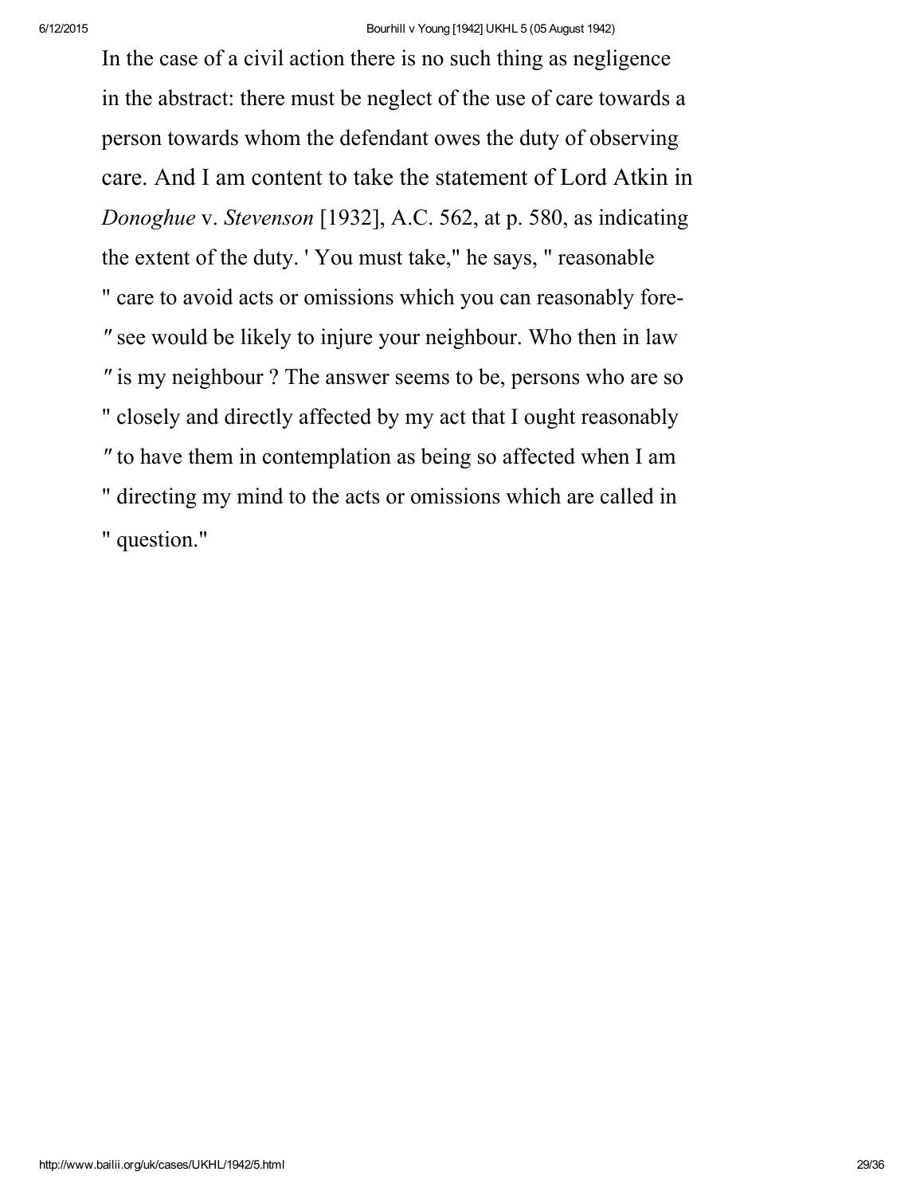In the case of a civil action there is no such thing as negligence in the abstract: there must be neglect of the use of care towards a person towards whom the defendant owes the duty of observing care. And I am content to take the statement of Lord Atkin in *Donoghue* v. *Stevenson* [1932], A.C. 562, at p. 580, as indicating the extent of the duty. ' You must take," he says, " reasonable " care to avoid acts or omissions which you can reasonably fore- " see would be likely to injure your neighbour. Who then in law " is my neighbour ? The answer seems to be, persons who are so " closely and directly affected by my act that I ought reasonably " to have them in contemplation as being so affected when I am " directing my mind to the acts or omissions which are called in " question."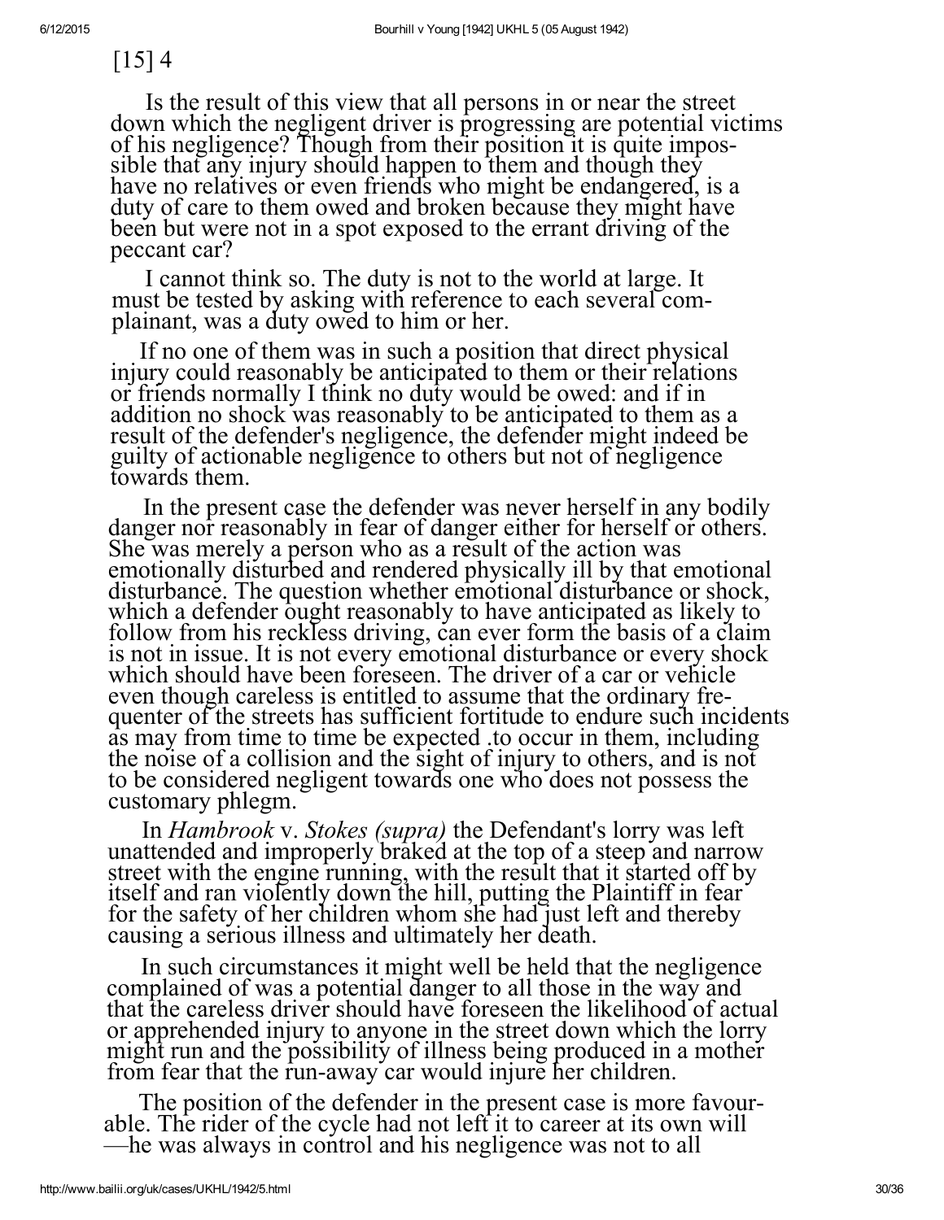[15] 4

Is the result of this view that all persons in or near the street down which the negligent driver is progressing are potential victims of his negligence? Though from their position it is quite impossible that any injury should happen to them and though they have no relatives or even friends who might be endangered, is a duty of care to them owed and broken because they might have been but were not in a spot exposed to the errant driving of the peccant car?

I cannot think so. The duty is not to the world at large. It must be tested by asking with reference to each several complainant, was a duty owed to him or her.

If no one of them was in such a position that direct physical injury could reasonably be anticipated to them or their relations or friends normally I think no duty would be owed: and if in addition no shock was reasonably to be anticipated to them as a result of the defender's negligence, the defender might indeed be guilty of actionable negligence to others but not of negligence towards them.

In the present case the defender was never herself in any bodily danger nor reasonably in fear of danger either for herself or others. She was merely a person who as a result of the action was emotionally disturbed and rendered physically ill by that emotional disturbance. The question whether emotional disturbance or shock, which a defender ought reasonably to have anticipated as likely to follow from his reckless driving, can ever form the basis of a claim is not in issue. It is not every emotional disturbance or every shock which should have been foreseen. The driver of a car or vehicle even though careless is entitled to assume that the ordinary frequenter of the streets has sufficient fortitude to endure such incidents as may from time to time be expected .to occur in them, including the noise of a collision and the sight of injury to others, and is not to be considered negligent towards one who does not possess the customary phlegm.

In *Hambrook* v. *Stokes (supra)* the Defendant's lorry was left unattended and improperly braked at the top of a steep and narrow street with the engine running, with the result that it started off by itself and ran violently down the hill, putting the Plaintiff in fear for the safety of her children whom she had just left and thereby causing a serious illness and ultimately her death.

In such circumstances it might well be held that the negligence complained of was a potential danger to all those in the way and that the careless driver should have foreseen the likelihood of actual or apprehended injury to anyone in the street down which the lorry might run and the possibility of illness being produced in a mother from fear that the run-away car would injure her children.

The position of the defender in the present case is more favourable. The rider of the cycle had not left it to career at its own will —he was always in control and his negligence was not to all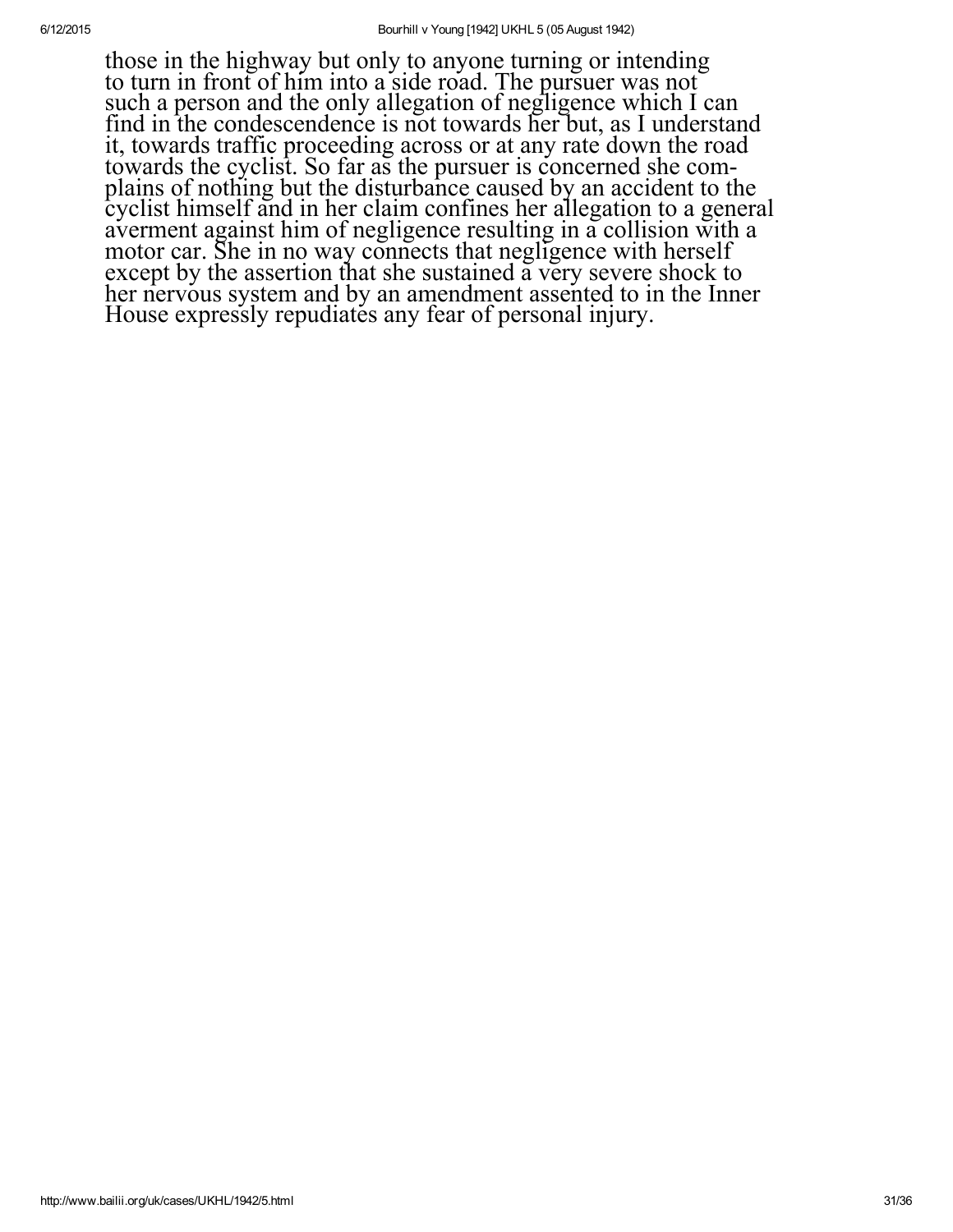those in the highway but only to anyone turning or intending to turn in front of him into a side road. The pursuer was not such a person and the only allegation of negligence which I can find in the condescendence is not towards her but, as I understand it, towards traffic proceeding across or at any rate down the road towards the cyclist. So far as the pursuer is concerned she complains of nothing but the disturbance caused by an accident to the cyclist himself and in her claim confines her allegation to a general averment against him of negligence resulting in a collision with a motor car. She in no way connects that negligence with herself except by the assertion that she sustained a very severe shock to her nervous system and by an amendment assented to in the Inner House expressly repudiates any fear of personal injury.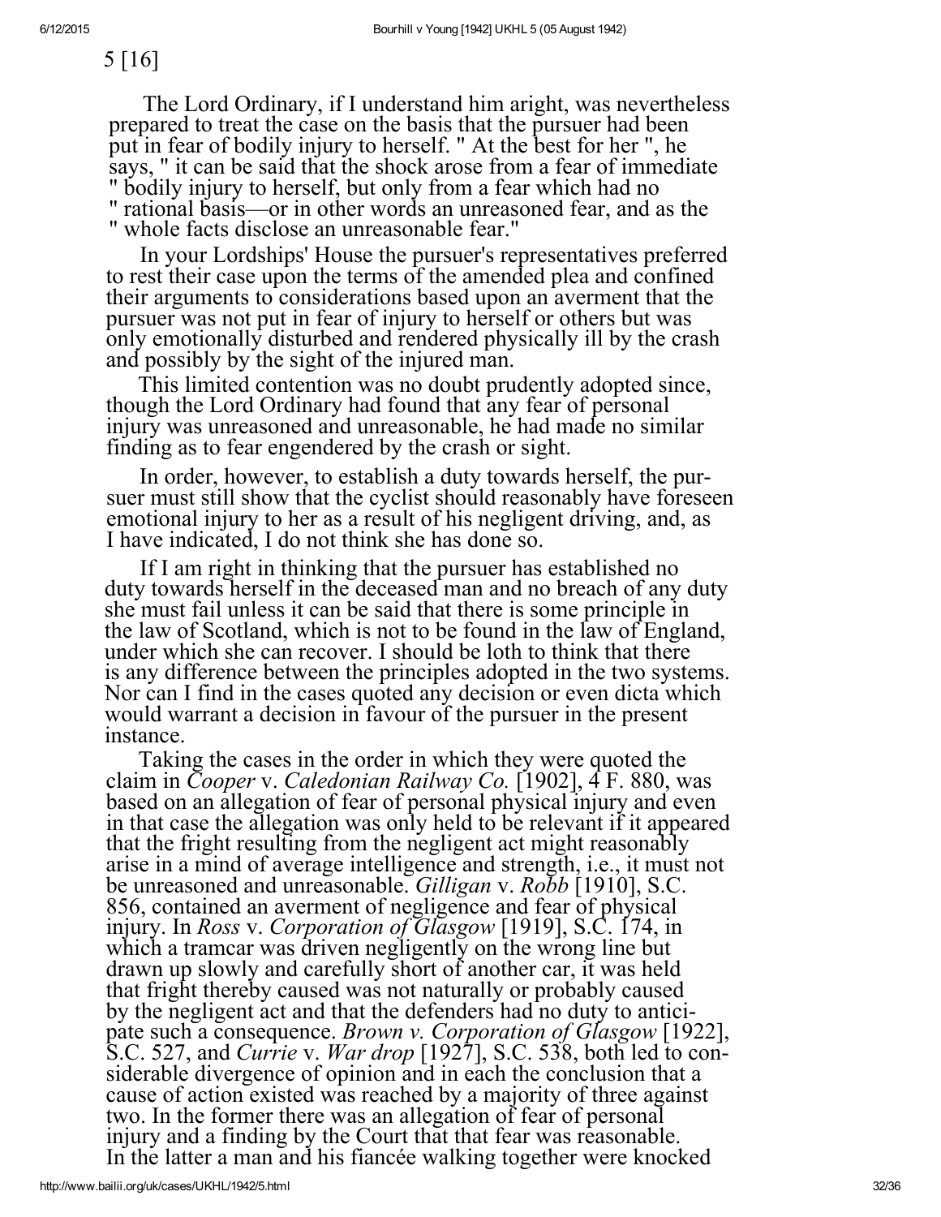5 [16]

The Lord Ordinary, if I understand him aright, was nevertheless prepared to treat the case on the basis that the pursuer had been put in fear of bodily injury to herself. " At the best for her ", he says, " it can be said that the shock arose from a fear of immediate " bodily injury to herself, but only from a fear which had no " rational basis—or in other words an unreasoned fear, and as the " whole facts disclose an unreasonable fear."

In your Lordships' House the pursuer's representatives preferred to rest their case upon the terms of the amended plea and confined their arguments to considerations based upon an averment that the pursuer was not put in fear of injury to herself or others but was only emotionally disturbed and rendered physically ill by the crash and possibly by the sight of the injured man.

This limited contention was no doubt prudently adopted since, though the Lord Ordinary had found that any fear of personal injury was unreasoned and unreasonable, he had made no similar finding as to fear engendered by the crash or sight.

In order, however, to establish a duty towards herself, the pursuer must still show that the cyclist should reasonably have foreseen emotional injury to her as a result of his negligent driving, and, as I have indicated, I do not think she has done so.

If I am right in thinking that the pursuer has established no duty towards herself in the deceased man and no breach of any duty she must fail unless it can be said that there is some principle in the law of Scotland, which is not to be found in the law of England, under which she can recover. I should be loth to think that there is any difference between the principles adopted in the two systems. Nor can I find in the cases quoted any decision or even dicta which would warrant a decision in favour of the pursuer in the present instance.

Taking the cases in the order in which they were quoted the claim in *Cooper* v. *Caledonian Railway Co.* [1902], 4 F. 880, was based on an allegation of fear of personal physical injury and even in that case the allegation was only held to be relevant if it appeared that the fright resulting from the negligent act might reasonably arise in a mind of average intelligence and strength, i.e., it must not be unreasoned and unreasonable. *Gilligan* v. *Robb* [1910], S.C. 856, contained an averment of negligence and fear of physical injury. In *Ross* v. *Corporation of Glasgow* [1919], S.C. 174, in which a tramcar was driven negligently on the wrong line but drawn up slowly and carefully short of another car, it was held that fright thereby caused was not naturally or probably caused by the negligent act and that the defenders had no duty to anticipate such a consequence. *Brown v. Corporation of Glasgow* [1922], S.C. 527, and *Currie* v. *War drop* [1927], S.C. 538, both led to considerable divergence of opinion and in each the conclusion that a cause of action existed was reached by a majority of three against two. In the former there was an allegation of fear of personal injury and a finding by the Court that that fear was reasonable. In the latter a man and his fiancée walking together were knocked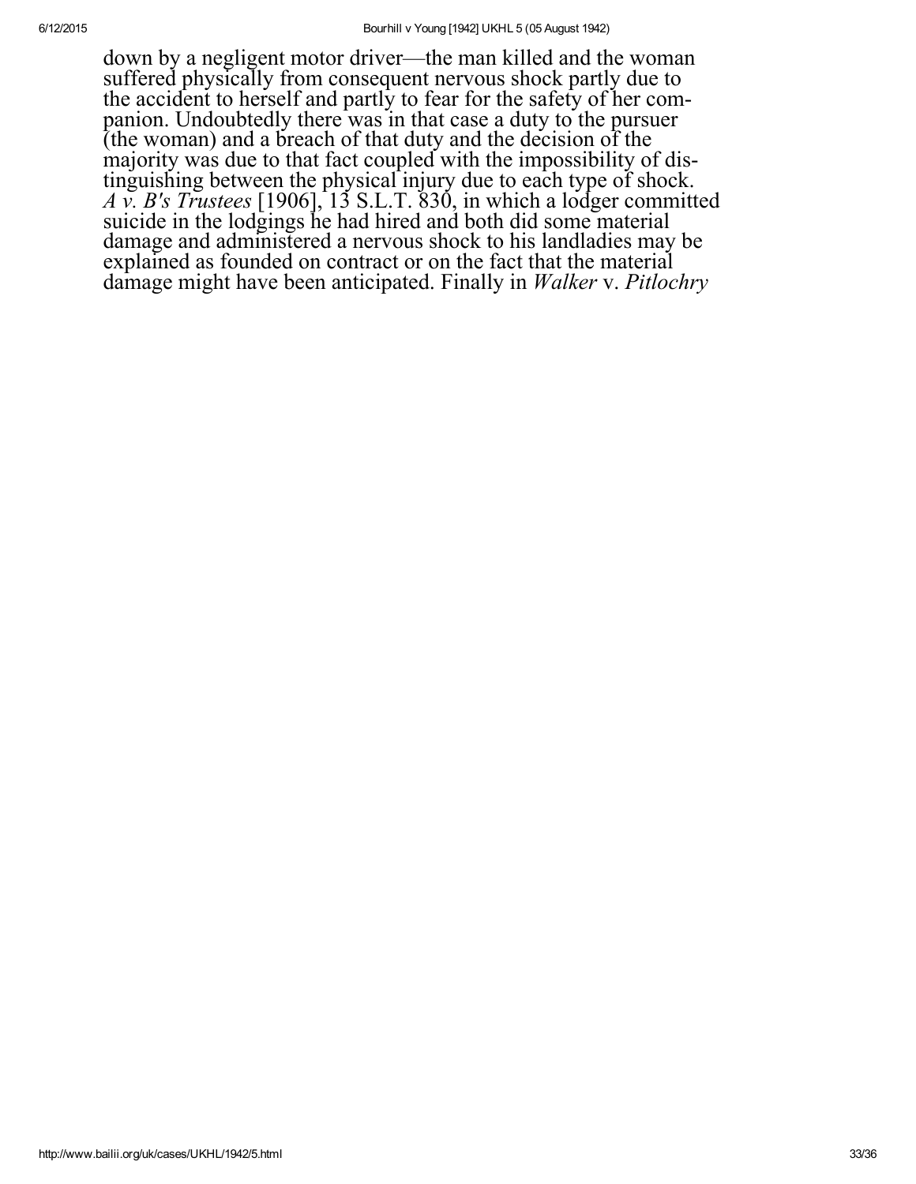down by a negligent motor driver—the man killed and the woman suffered physically from consequent nervous shock partly due to the accident to herself and partly to fear for the safety of her companion. Undoubtedly there was in that case a duty to the pursuer (the woman) and a breach of that duty and the decision of the majority was due to that fact coupled with the impossibility of distinguishing between the physical injury due to each type of shock. *A v. B's Trustees* [1906], 13 S.L.T. 830, in which a lodger committed suicide in the lodgings he had hired and both did some material damage and administered a nervous shock to his landladies may be explained as founded on contract or on the fact that the material damage might have been anticipated. Finally in *Walker* v. *Pitlochry*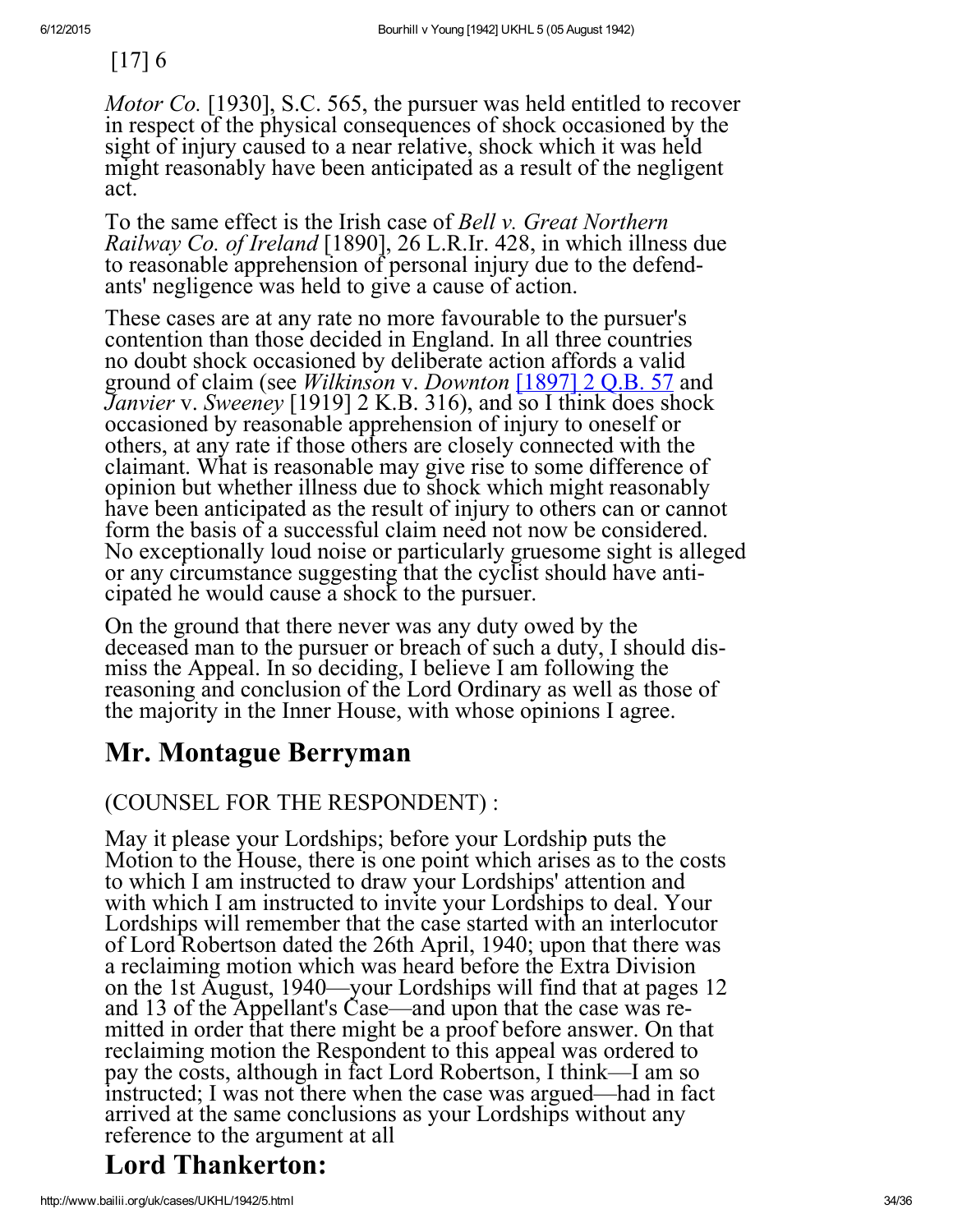[17] 6

*Motor Co.* [1930], S.C. 565, the pursuer was held entitled to recover in respect of the physical consequences of shock occasioned by the sight of injury caused to a near relative, shock which it was held might reasonably have been anticipated as a result of the negligent act.

To the same effect is the Irish case of *Bell v. Great Northern Railway Co. of Ireland* [1890], 26 L.R.Ir. 428, in which illness due to reasonable apprehension of personal injury due to the defendants' negligence was held to give a cause of action.

These cases are at any rate no more favourable to the pursuer's contention than those decided in England. In all three countries no doubt shock occasioned by deliberate action affords a valid ground of claim (see *Wilkinson* v. *Downton* [1897] 2 Q.B. 57 and *Janvier* v. *Sweeney* [1919] 2 K.B. 316), and so I think does shock occasioned by reasonable apprehension of injury to oneself or others, at any rate if those others are closely connected with the claimant. What is reasonable may give rise to some difference of opinion but whether illness due to shock which might reasonably have been anticipated as the result of injury to others can or cannot form the basis of a successful claim need not now be considered. No exceptionally loud noise or particularly gruesome sight is alleged or any circumstance suggesting that the cyclist should have anticipated he would cause a shock to the pursuer.

On the ground that there never was any duty owed by the deceased man to the pursuer or breach of such a duty, I should dismiss the Appeal. In so deciding, I believe I am following the reasoning and conclusion of the Lord Ordinary as well as those of the majority in the Inner House, with whose opinions I agree.

## Mr. Montague Berryman

(COUNSEL FOR THE RESPONDENT) :

May it please your Lordships; before your Lordship puts the Motion to the House, there is one point which arises as to the costs to which I am instructed to draw your Lordships' attention and with which I am instructed to invite your Lordships to deal. Your Lordships will remember that the case started with an interlocutor of Lord Robertson dated the 26th April, 1940; upon that there was a reclaiming motion which was heard before the Extra Division on the 1st August, 1940—your Lordships will find that at pages 12 and 13 of the Appellant's Case—and upon that the case was remitted in order that there might be a proof before answer. On that reclaiming motion the Respondent to this appeal was ordered to pay the costs, although in fact Lord Robertson, I think—I am so instructed; I was not there when the case was argued—had in fact arrived at the same conclusions as your Lordships without any reference to the argument at all

## Lord Thankerton: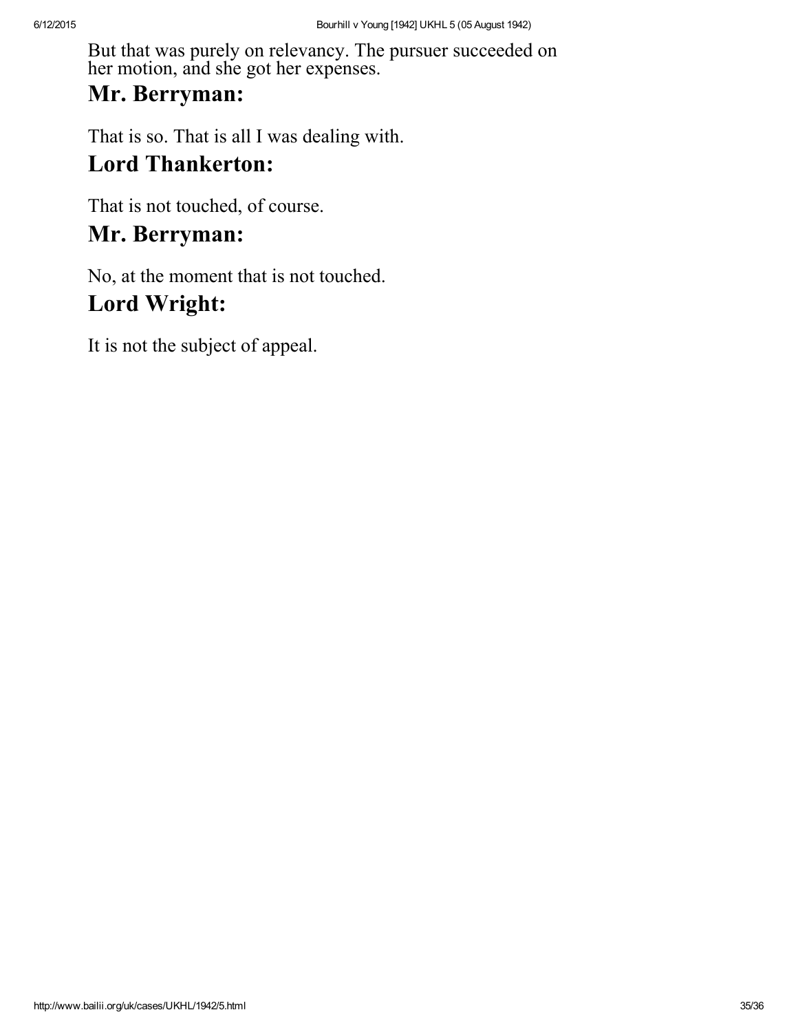But that was purely on relevancy. The pursuer succeeded on her motion, and she got her expenses.

## Mr. Berryman:

That is so. That is all I was dealing with.

## Lord Thankerton:

That is not touched, of course.

## Mr. Berryman:

No, at the moment that is not touched.

## Lord Wright:

It is not the subject of appeal.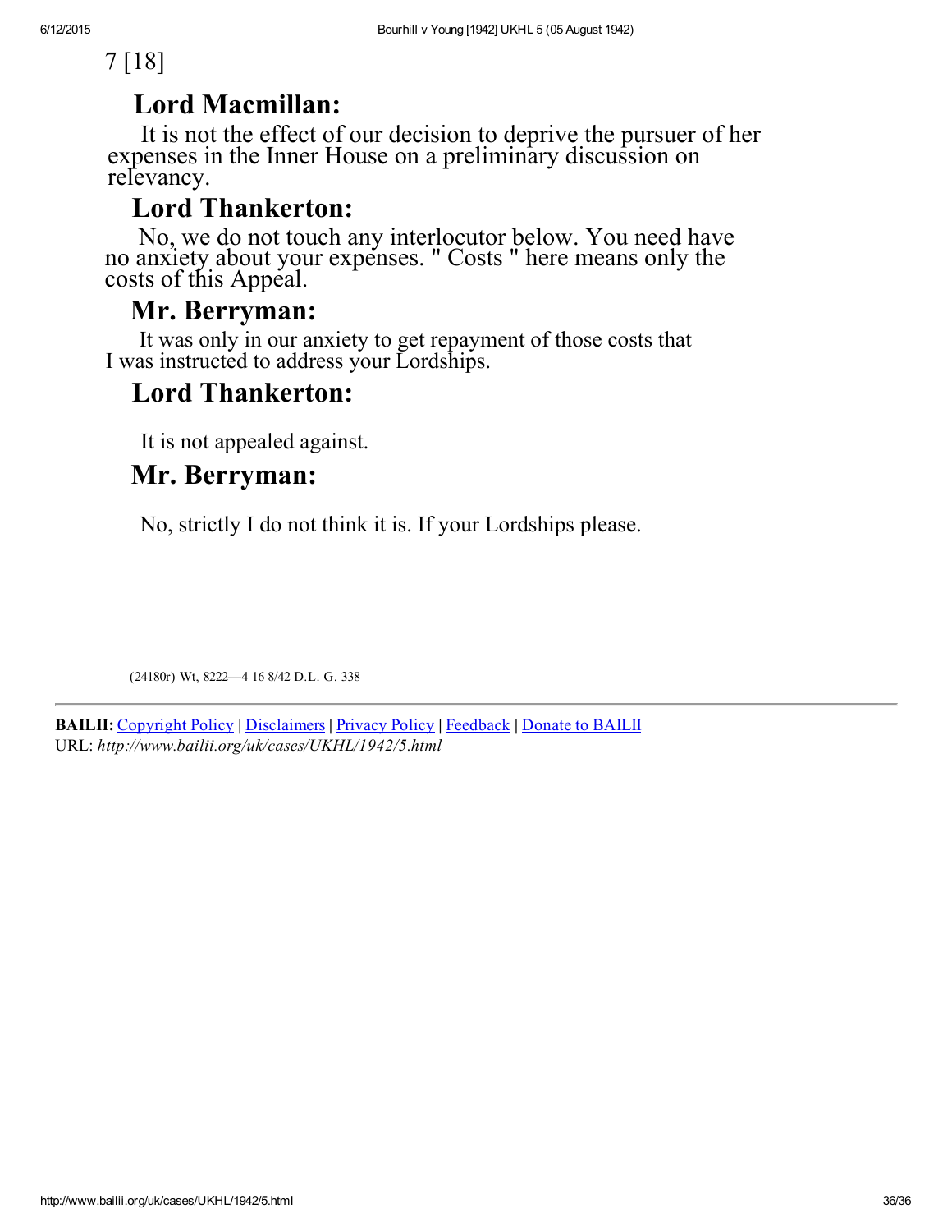7 [18]

**Lord Macmillan:**

It is not the effect of our decision to deprive the pursuer of her expenses in the Inner House on a preliminary discussion on relevancy.

**Lord Thankerton:**

No, we do not touch any interlocutor below. You need have no anxiety about your expenses. " Costs " here means only the costs of this Appeal.

**Mr. Berryman:**

It was only in our anxiety to get repayment of those costs that I was instructed to address your Lordships.

**Lord Thankerton:**

It is not appealed against.

**Mr. Berryman:**

No, strictly I do not think it is. If your Lordships please.

(24180r) Wt, 8222—4 16 8/42 D.L. G. 338

BAILII: Copyright Policy | Disclaimers | Privacy Policy | Feedback | Donate to BAILII
URL: *http://www.bailii.org/uk/cases/UKHL/1942/5.html*